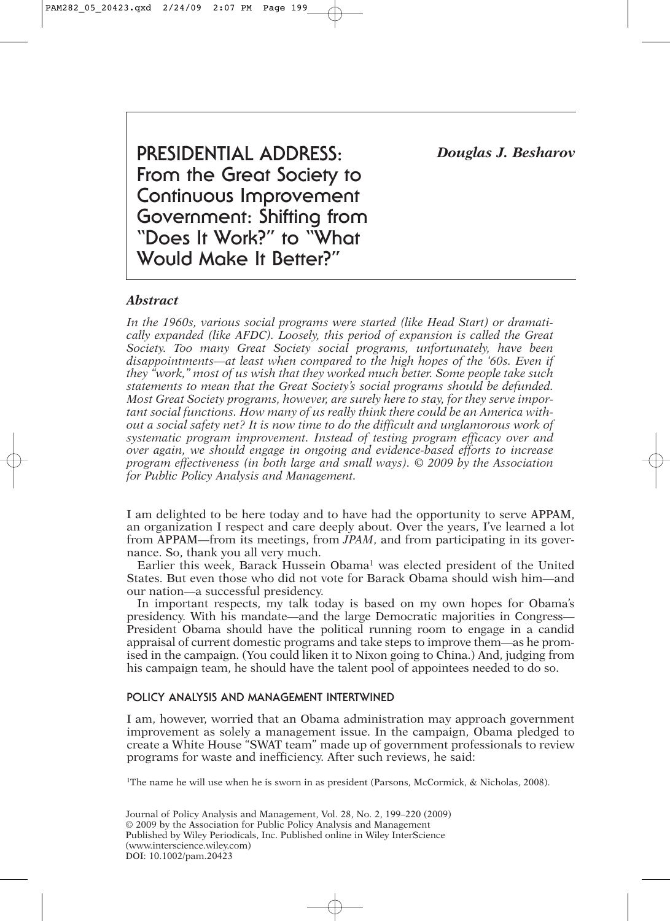# PRESIDENTIAL ADDRESS: From the Great Society to Continuous Improvement Government: Shifting from "Does It Work?" to "What Would Make It Better?"

***Douglas J. Besharov***

### *Abstract*

*In the 1960s, various social programs were started (like Head Start) or dramatically expanded (like AFDC). Loosely, this period of expansion is called the Great Society. Too many Great Society social programs, unfortunately, have been disappointments—at least when compared to the high hopes of the '60s. Even if they "work," most of us wish that they worked much better. Some people take such statements to mean that the Great Society's social programs should be defunded. Most Great Society programs, however, are surely here to stay, for they serve important social functions. How many of us really think there could be an America without a social safety net? It is now time to do the difficult and unglamorous work of systematic program improvement. Instead of testing program efficacy over and over again, we should engage in ongoing and evidence-based efforts to increase program effectiveness (in both large and small ways). © 2009 by the Association for Public Policy Analysis and Management.*

I am delighted to be here today and to have had the opportunity to serve APPAM, an organization I respect and care deeply about. Over the years, I've learned a lot from APPAM—from its meetings, from *JPAM*, and from participating in its governance. So, thank you all very much.

Earlier this week, Barack Hussein Obama[1] was elected president of the United States. But even those who did not vote for Barack Obama should wish him—and our nation—a successful presidency.

In important respects, my talk today is based on my own hopes for Obama's presidency. With his mandate—and the large Democratic majorities in Congress—President Obama should have the political running room to engage in a candid appraisal of current domestic programs and take steps to improve them—as he promised in the campaign. (You could liken it to Nixon going to China.) And, judging from his campaign team, he should have the talent pool of appointees needed to do so.

## POLICY ANALYSIS AND MANAGEMENT INTERTWINED

I am, however, worried that an Obama administration may approach government improvement as solely a management issue. In the campaign, Obama pledged to create a White House "SWAT team" made up of government professionals to review programs for waste and inefficiency. After such reviews, he said:

[1]The name he will use when he is sworn in as president (Parsons, McCormick, & Nicholas, 2008).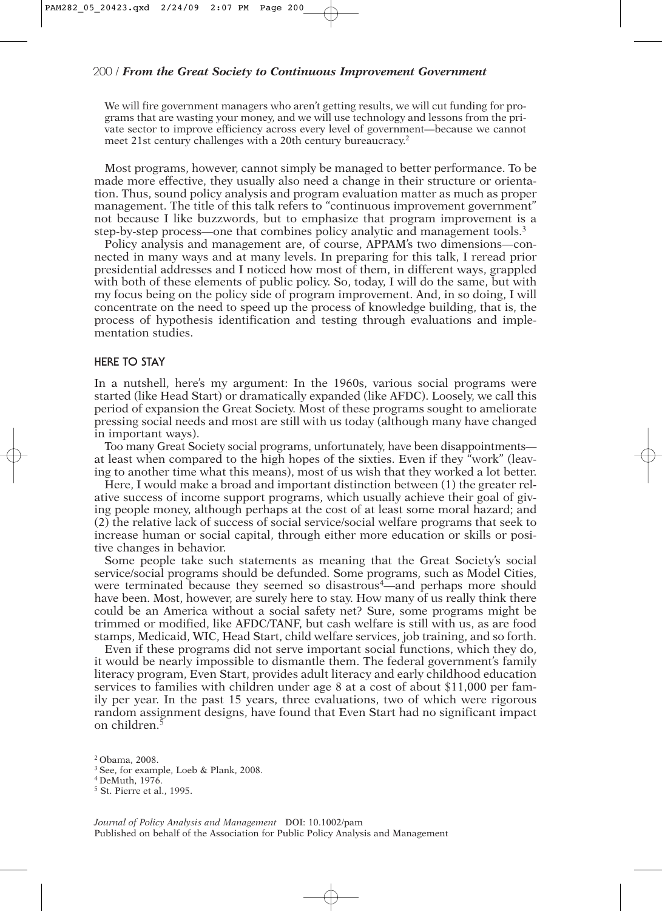We will fire government managers who aren't getting results, we will cut funding for programs that are wasting your money, and we will use technology and lessons from the private sector to improve efficiency across every level of government—because we cannot meet 21st century challenges with a 20th century bureaucracy.[2]

Most programs, however, cannot simply be managed to better performance. To be made more effective, they usually also need a change in their structure or orientation. Thus, sound policy analysis and program evaluation matter as much as proper management. The title of this talk refers to "continuous improvement government" not because I like buzzwords, but to emphasize that program improvement is a step-by-step process—one that combines policy analytic and management tools.[3]

Policy analysis and management are, of course, APPAM's two dimensions—connected in many ways and at many levels. In preparing for this talk, I reread prior presidential addresses and I noticed how most of them, in different ways, grappled with both of these elements of public policy. So, today, I will do the same, but with my focus being on the policy side of program improvement. And, in so doing, I will concentrate on the need to speed up the process of knowledge building, that is, the process of hypothesis identification and testing through evaluations and implementation studies.

## HERE TO STAY

In a nutshell, here's my argument: In the 1960s, various social programs were started (like Head Start) or dramatically expanded (like AFDC). Loosely, we call this period of expansion the Great Society. Most of these programs sought to ameliorate pressing social needs and most are still with us today (although many have changed in important ways).

Too many Great Society social programs, unfortunately, have been disappointments—at least when compared to the high hopes of the sixties. Even if they "work" (leaving to another time what this means), most of us wish that they worked a lot better.

Here, I would make a broad and important distinction between (1) the greater relative success of income support programs, which usually achieve their goal of giving people money, although perhaps at the cost of at least some moral hazard; and (2) the relative lack of success of social service/social welfare programs that seek to increase human or social capital, through either more education or skills or positive changes in behavior.

Some people take such statements as meaning that the Great Society's social service/social programs should be defunded. Some programs, such as Model Cities, were terminated because they seemed so disastrous[4]—and perhaps more should have been. Most, however, are surely here to stay. How many of us really think there could be an America without a social safety net? Sure, some programs might be trimmed or modified, like AFDC/TANF, but cash welfare is still with us, as are food stamps, Medicaid, WIC, Head Start, child welfare services, job training, and so forth.

Even if these programs did not serve important social functions, which they do, it would be nearly impossible to dismantle them. The federal government's family literacy program, Even Start, provides adult literacy and early childhood education services to families with children under age 8 at a cost of about $11,000 per family per year. In the past 15 years, three evaluations, two of which were rigorous random assignment designs, have found that Even Start had no significant impact on children.[5]

[2] Obama, 2008.

[3] See, for example, Loeb & Plank, 2008.

[4] DeMuth, 1976.

[5] St. Pierre et al., 1995.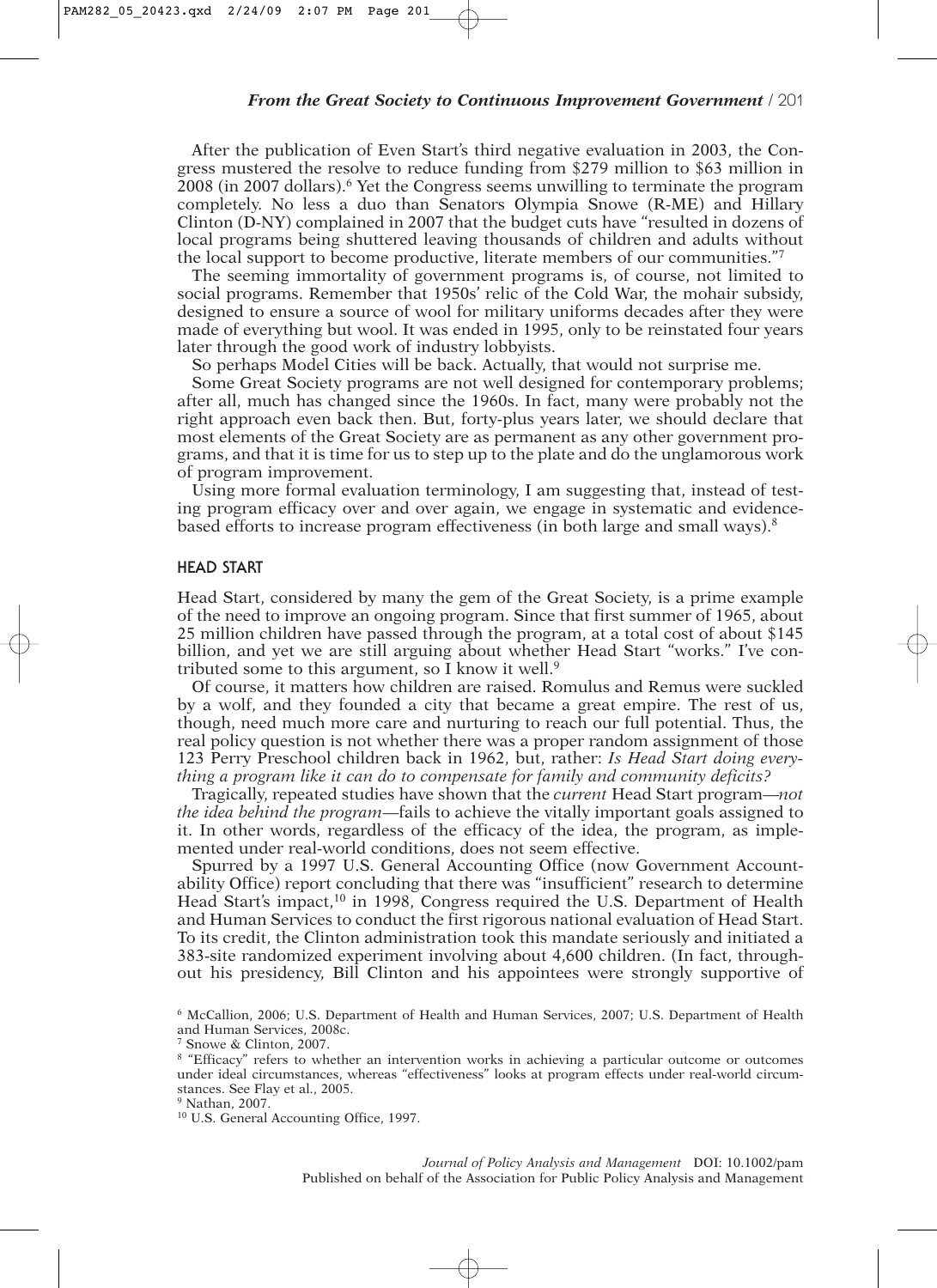After the publication of Even Start's third negative evaluation in 2003, the Congress mustered the resolve to reduce funding from $279 million to $63 million in 2008 (in 2007 dollars).[6] Yet the Congress seems unwilling to terminate the program completely. No less a duo than Senators Olympia Snowe (R-ME) and Hillary Clinton (D-NY) complained in 2007 that the budget cuts have "resulted in dozens of local programs being shuttered leaving thousands of children and adults without the local support to become productive, literate members of our communities."[7]

The seeming immortality of government programs is, of course, not limited to social programs. Remember that 1950s' relic of the Cold War, the mohair subsidy, designed to ensure a source of wool for military uniforms decades after they were made of everything but wool. It was ended in 1995, only to be reinstated four years later through the good work of industry lobbyists.

So perhaps Model Cities will be back. Actually, that would not surprise me.

Some Great Society programs are not well designed for contemporary problems; after all, much has changed since the 1960s. In fact, many were probably not the right approach even back then. But, forty-plus years later, we should declare that most elements of the Great Society are as permanent as any other government programs, and that it is time for us to step up to the plate and do the unglamorous work of program improvement.

Using more formal evaluation terminology, I am suggesting that, instead of testing program efficacy over and over again, we engage in systematic and evidence-based efforts to increase program effectiveness (in both large and small ways).[8]

## HEAD START

Head Start, considered by many the gem of the Great Society, is a prime example of the need to improve an ongoing program. Since that first summer of 1965, about 25 million children have passed through the program, at a total cost of about $145 billion, and yet we are still arguing about whether Head Start "works." I've contributed some to this argument, so I know it well.[9]

Of course, it matters how children are raised. Romulus and Remus were suckled by a wolf, and they founded a city that became a great empire. The rest of us, though, need much more care and nurturing to reach our full potential. Thus, the real policy question is not whether there was a proper random assignment of those 123 Perry Preschool children back in 1962, but, rather: *Is Head Start doing everything a program like it can do to compensate for family and community deficits?*

Tragically, repeated studies have shown that the *current* Head Start program—*not the idea behind the program*—fails to achieve the vitally important goals assigned to it. In other words, regardless of the efficacy of the idea, the program, as implemented under real-world conditions, does not seem effective.

Spurred by a 1997 U.S. General Accounting Office (now Government Accountability Office) report concluding that there was "insufficient" research to determine Head Start's impact,[10] in 1998, Congress required the U.S. Department of Health and Human Services to conduct the first rigorous national evaluation of Head Start. To its credit, the Clinton administration took this mandate seriously and initiated a 383-site randomized experiment involving about 4,600 children. (In fact, throughout his presidency, Bill Clinton and his appointees were strongly supportive of

[6] McCallion, 2006; U.S. Department of Health and Human Services, 2007; U.S. Department of Health and Human Services, 2008c.

[7] Snowe & Clinton, 2007.

[8] "Efficacy" refers to whether an intervention works in achieving a particular outcome or outcomes under ideal circumstances, whereas "effectiveness" looks at program effects under real-world circumstances. See Flay et al., 2005.

[9] Nathan, 2007.

[10] U.S. General Accounting Office, 1997.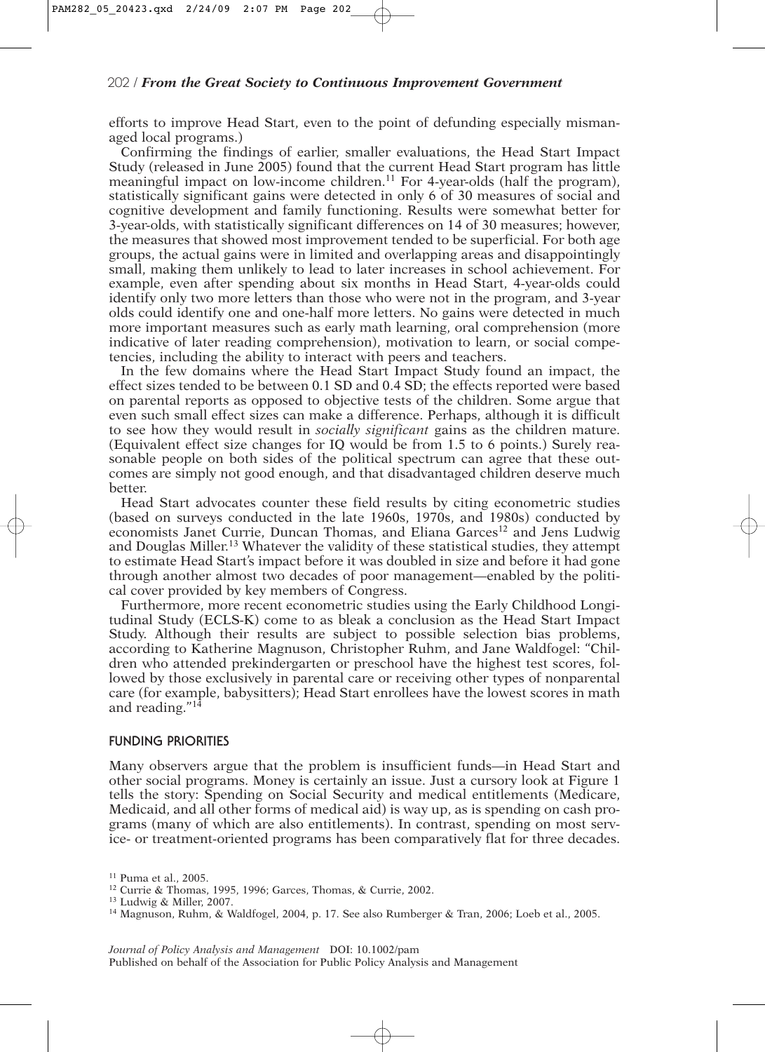efforts to improve Head Start, even to the point of defunding especially mismanaged local programs.)

Confirming the findings of earlier, smaller evaluations, the Head Start Impact Study (released in June 2005) found that the current Head Start program has little meaningful impact on low-income children.[11] For 4-year-olds (half the program), statistically significant gains were detected in only 6 of 30 measures of social and cognitive development and family functioning. Results were somewhat better for 3-year-olds, with statistically significant differences on 14 of 30 measures; however, the measures that showed most improvement tended to be superficial. For both age groups, the actual gains were in limited and overlapping areas and disappointingly small, making them unlikely to lead to later increases in school achievement. For example, even after spending about six months in Head Start, 4-year-olds could identify only two more letters than those who were not in the program, and 3-year olds could identify one and one-half more letters. No gains were detected in much more important measures such as early math learning, oral comprehension (more indicative of later reading comprehension), motivation to learn, or social competencies, including the ability to interact with peers and teachers.

In the few domains where the Head Start Impact Study found an impact, the effect sizes tended to be between 0.1 SD and 0.4 SD; the effects reported were based on parental reports as opposed to objective tests of the children. Some argue that even such small effect sizes can make a difference. Perhaps, although it is difficult to see how they would result in *socially significant* gains as the children mature. (Equivalent effect size changes for IQ would be from 1.5 to 6 points.) Surely reasonable people on both sides of the political spectrum can agree that these outcomes are simply not good enough, and that disadvantaged children deserve much better.

Head Start advocates counter these field results by citing econometric studies (based on surveys conducted in the late 1960s, 1970s, and 1980s) conducted by economists Janet Currie, Duncan Thomas, and Eliana Garces[12] and Jens Ludwig and Douglas Miller.[13] Whatever the validity of these statistical studies, they attempt to estimate Head Start's impact before it was doubled in size and before it had gone through another almost two decades of poor management—enabled by the political cover provided by key members of Congress.

Furthermore, more recent econometric studies using the Early Childhood Longitudinal Study (ECLS-K) come to as bleak a conclusion as the Head Start Impact Study. Although their results are subject to possible selection bias problems, according to Katherine Magnuson, Christopher Ruhm, and Jane Waldfogel: "Children who attended prekindergarten or preschool have the highest test scores, followed by those exclusively in parental care or receiving other types of nonparental care (for example, babysitters); Head Start enrollees have the lowest scores in math and reading."[14]

## FUNDING PRIORITIES

Many observers argue that the problem is insufficient funds—in Head Start and other social programs. Money is certainly an issue. Just a cursory look at Figure 1 tells the story: Spending on Social Security and medical entitlements (Medicare, Medicaid, and all other forms of medical aid) is way up, as is spending on cash programs (many of which are also entitlements). In contrast, spending on most service- or treatment-oriented programs has been comparatively flat for three decades.

[11] Puma et al., 2005.

[12] Currie & Thomas, 1995, 1996; Garces, Thomas, & Currie, 2002.

[13] Ludwig & Miller, 2007.

[14] Magnuson, Ruhm, & Waldfogel, 2004, p. 17. See also Rumberger & Tran, 2006; Loeb et al., 2005.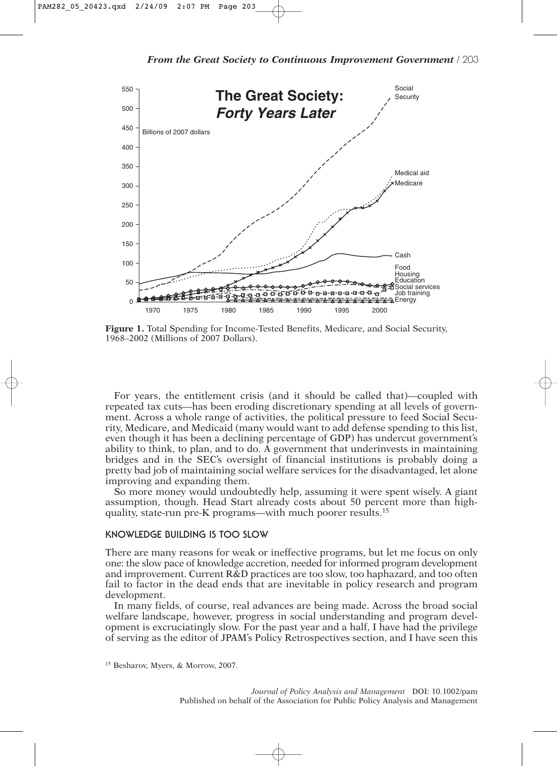**Figure 1.** Total Spending for Income-Tested Benefits, Medicare, and Social Security, 1968–2002 (Millions of 2007 Dollars).

For years, the entitlement crisis (and it should be called that)—coupled with repeated tax cuts—has been eroding discretionary spending at all levels of government. Across a whole range of activities, the political pressure to feed Social Security, Medicare, and Medicaid (many would want to add defense spending to this list, even though it has been a declining percentage of GDP) has undercut government's ability to think, to plan, and to do. A government that underinvests in maintaining bridges and in the SEC's oversight of financial institutions is probably doing a pretty bad job of maintaining social welfare services for the disadvantaged, let alone improving and expanding them.

So more money would undoubtedly help, assuming it were spent wisely. A giant assumption, though. Head Start already costs about 50 percent more than high-quality, state-run pre-K programs—with much poorer results.[15]

## KNOWLEDGE BUILDING IS TOO SLOW

There are many reasons for weak or ineffective programs, but let me focus on only one: the slow pace of knowledge accretion, needed for informed program development and improvement. Current R&D practices are too slow, too haphazard, and too often fail to factor in the dead ends that are inevitable in policy research and program development.

In many fields, of course, real advances are being made. Across the broad social welfare landscape, however, progress in social understanding and program development is excruciatingly slow. For the past year and a half, I have had the privilege of serving as the editor of JPAM's Policy Retrospectives section, and I have seen this

[15] Besharov, Myers, & Morrow, 2007.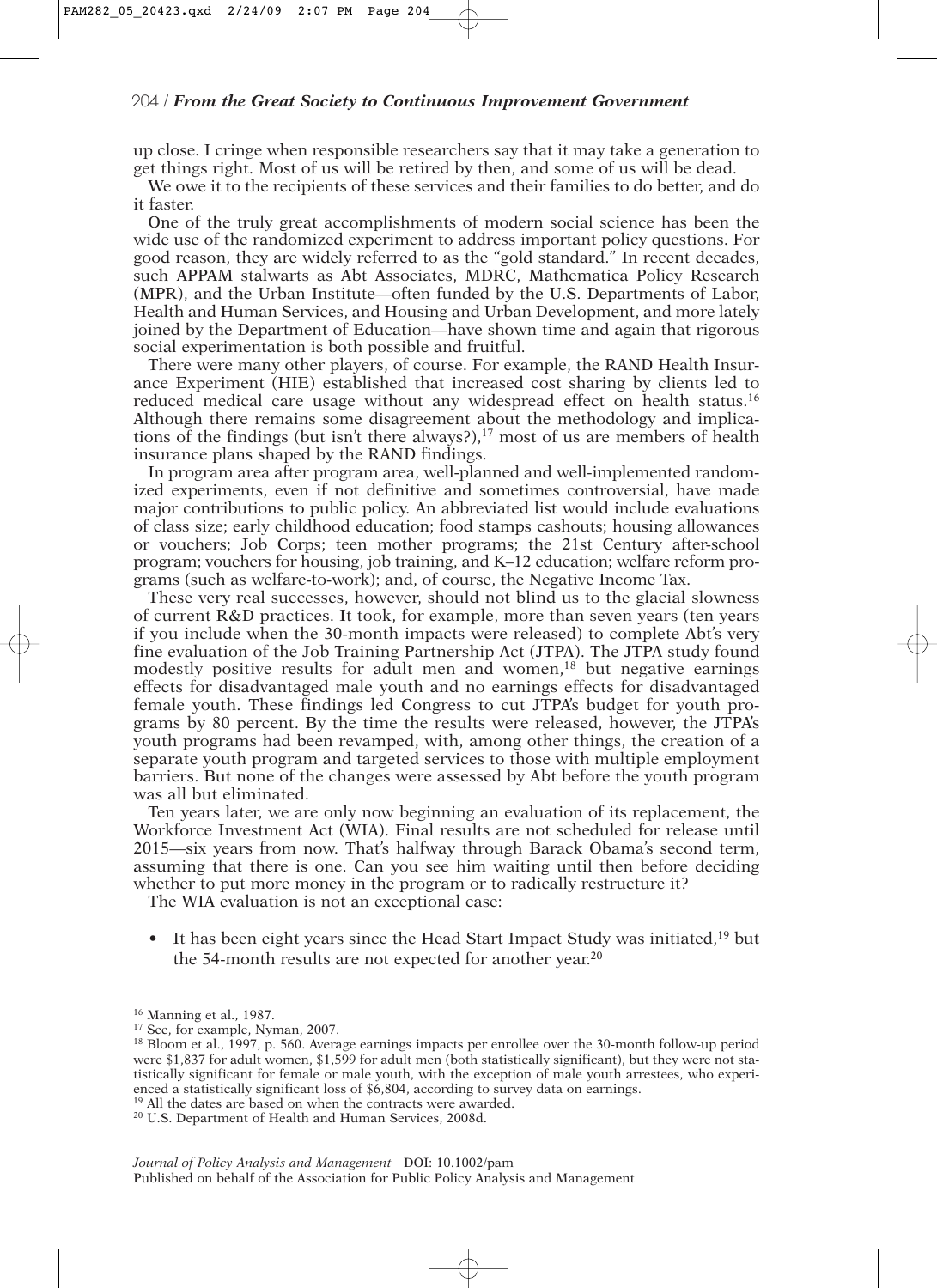up close. I cringe when responsible researchers say that it may take a generation to get things right. Most of us will be retired by then, and some of us will be dead.

We owe it to the recipients of these services and their families to do better, and do it faster.

One of the truly great accomplishments of modern social science has been the wide use of the randomized experiment to address important policy questions. For good reason, they are widely referred to as the "gold standard." In recent decades, such APPAM stalwarts as Abt Associates, MDRC, Mathematica Policy Research (MPR), and the Urban Institute—often funded by the U.S. Departments of Labor, Health and Human Services, and Housing and Urban Development, and more lately joined by the Department of Education—have shown time and again that rigorous social experimentation is both possible and fruitful.

There were many other players, of course. For example, the RAND Health Insurance Experiment (HIE) established that increased cost sharing by clients led to reduced medical care usage without any widespread effect on health status.[16] Although there remains some disagreement about the methodology and implications of the findings (but isn't there always?),[17] most of us are members of health insurance plans shaped by the RAND findings.

In program area after program area, well-planned and well-implemented randomized experiments, even if not definitive and sometimes controversial, have made major contributions to public policy. An abbreviated list would include evaluations of class size; early childhood education; food stamps cashouts; housing allowances or vouchers; Job Corps; teen mother programs; the 21st Century after-school program; vouchers for housing, job training, and K–12 education; welfare reform programs (such as welfare-to-work); and, of course, the Negative Income Tax.

These very real successes, however, should not blind us to the glacial slowness of current R&D practices. It took, for example, more than seven years (ten years if you include when the 30-month impacts were released) to complete Abt's very fine evaluation of the Job Training Partnership Act (JTPA). The JTPA study found modestly positive results for adult men and women,[18] but negative earnings effects for disadvantaged male youth and no earnings effects for disadvantaged female youth. These findings led Congress to cut JTPA's budget for youth programs by 80 percent. By the time the results were released, however, the JTPA's youth programs had been revamped, with, among other things, the creation of a separate youth program and targeted services to those with multiple employment barriers. But none of the changes were assessed by Abt before the youth program was all but eliminated.

Ten years later, we are only now beginning an evaluation of its replacement, the Workforce Investment Act (WIA). Final results are not scheduled for release until 2015—six years from now. That's halfway through Barack Obama's second term, assuming that there is one. Can you see him waiting until then before deciding whether to put more money in the program or to radically restructure it?

The WIA evaluation is not an exceptional case:

- It has been eight years since the Head Start Impact Study was initiated,[19] but the 54-month results are not expected for another year.[20]

---

[16] Manning et al., 1987.

[17] See, for example, Nyman, 2007.

[18] Bloom et al., 1997, p. 560. Average earnings impacts per enrollee over the 30-month follow-up period were $1,837 for adult women, $1,599 for adult men (both statistically significant), but they were not statistically significant for female or male youth, with the exception of male youth arrestees, who experienced a statistically significant loss of $6,804, according to survey data on earnings.

[19] All the dates are based on when the contracts were awarded.

[20] U.S. Department of Health and Human Services, 2008d.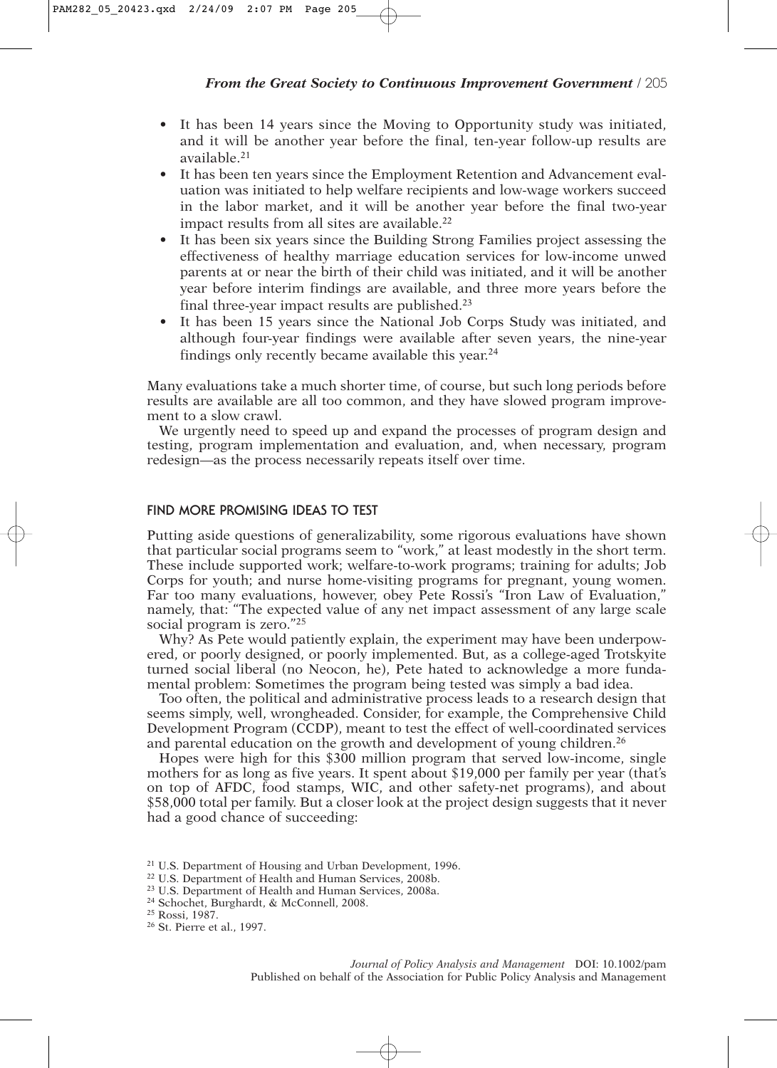- It has been 14 years since the Moving to Opportunity study was initiated, and it will be another year before the final, ten-year follow-up results are available.[21]
- It has been ten years since the Employment Retention and Advancement evaluation was initiated to help welfare recipients and low-wage workers succeed in the labor market, and it will be another year before the final two-year impact results from all sites are available.[22]
- It has been six years since the Building Strong Families project assessing the effectiveness of healthy marriage education services for low-income unwed parents at or near the birth of their child was initiated, and it will be another year before interim findings are available, and three more years before the final three-year impact results are published.[23]
- It has been 15 years since the National Job Corps Study was initiated, and although four-year findings were available after seven years, the nine-year findings only recently became available this year.[24]

Many evaluations take a much shorter time, of course, but such long periods before results are available are all too common, and they have slowed program improvement to a slow crawl.

We urgently need to speed up and expand the processes of program design and testing, program implementation and evaluation, and, when necessary, program redesign—as the process necessarily repeats itself over time.

## FIND MORE PROMISING IDEAS TO TEST

Putting aside questions of generalizability, some rigorous evaluations have shown that particular social programs seem to "work," at least modestly in the short term. These include supported work; welfare-to-work programs; training for adults; Job Corps for youth; and nurse home-visiting programs for pregnant, young women. Far too many evaluations, however, obey Pete Rossi's "Iron Law of Evaluation," namely, that: "The expected value of any net impact assessment of any large scale social program is zero."[25]

Why? As Pete would patiently explain, the experiment may have been underpowered, or poorly designed, or poorly implemented. But, as a college-aged Trotskyite turned social liberal (no Neocon, he), Pete hated to acknowledge a more fundamental problem: Sometimes the program being tested was simply a bad idea.

Too often, the political and administrative process leads to a research design that seems simply, well, wrongheaded. Consider, for example, the Comprehensive Child Development Program (CCDP), meant to test the effect of well-coordinated services and parental education on the growth and development of young children.[26]

Hopes were high for this $300 million program that served low-income, single mothers for as long as five years. It spent about $19,000 per family per year (that's on top of AFDC, food stamps, WIC, and other safety-net programs), and about $58,000 total per family. But a closer look at the project design suggests that it never had a good chance of succeeding:

[21] U.S. Department of Housing and Urban Development, 1996.
[22] U.S. Department of Health and Human Services, 2008b.
[23] U.S. Department of Health and Human Services, 2008a.
[24] Schochet, Burghardt, & McConnell, 2008.
[25] Rossi, 1987.
[26] St. Pierre et al., 1997.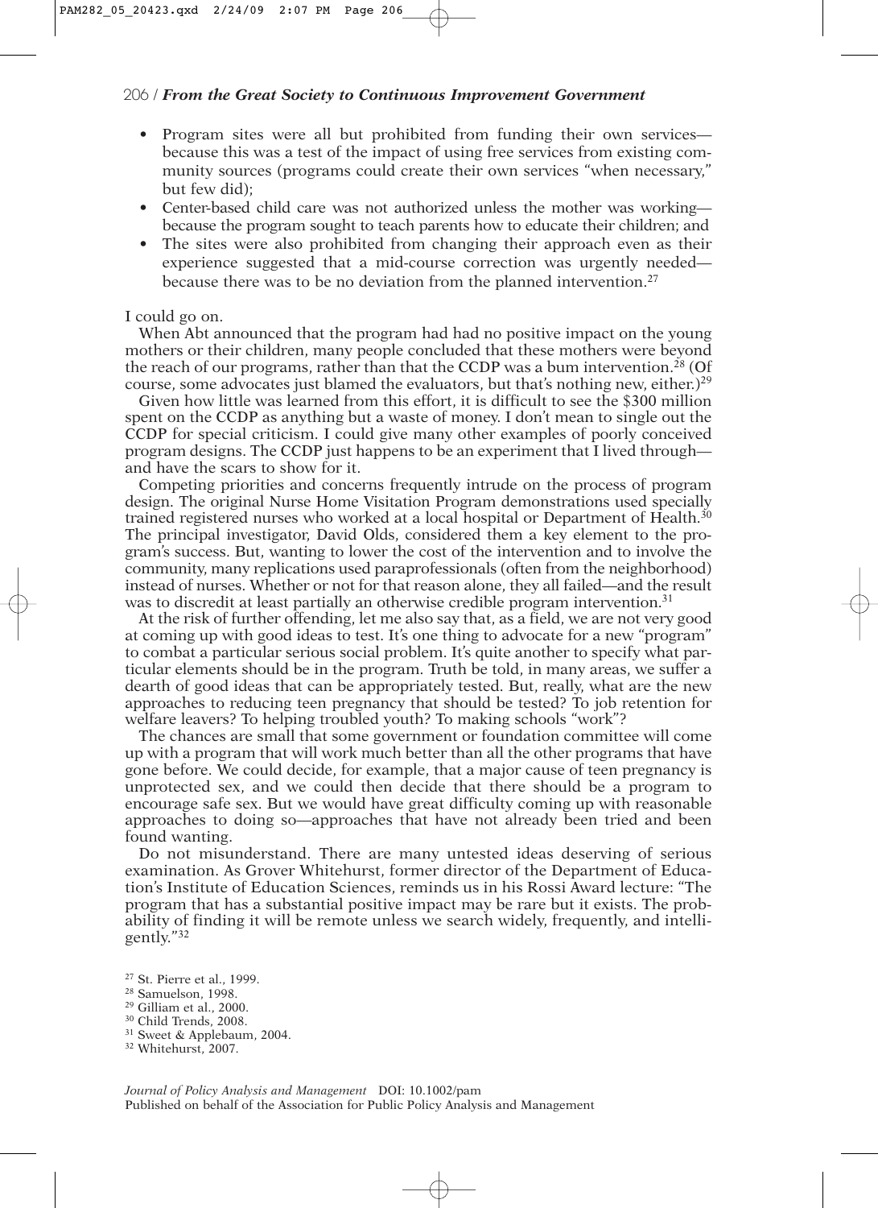- Program sites were all but prohibited from funding their own services—because this was a test of the impact of using free services from existing community sources (programs could create their own services "when necessary," but few did);
- Center-based child care was not authorized unless the mother was working—because the program sought to teach parents how to educate their children; and
- The sites were also prohibited from changing their approach even as their experience suggested that a mid-course correction was urgently needed—because there was to be no deviation from the planned intervention.[27]

I could go on.

When Abt announced that the program had had no positive impact on the young mothers or their children, many people concluded that these mothers were beyond the reach of our programs, rather than that the CCDP was a bum intervention.[28] (Of course, some advocates just blamed the evaluators, but that's nothing new, either.)[29]

Given how little was learned from this effort, it is difficult to see the $300 million spent on the CCDP as anything but a waste of money. I don't mean to single out the CCDP for special criticism. I could give many other examples of poorly conceived program designs. The CCDP just happens to be an experiment that I lived through—and have the scars to show for it.

Competing priorities and concerns frequently intrude on the process of program design. The original Nurse Home Visitation Program demonstrations used specially trained registered nurses who worked at a local hospital or Department of Health.[30] The principal investigator, David Olds, considered them a key element to the program's success. But, wanting to lower the cost of the intervention and to involve the community, many replications used paraprofessionals (often from the neighborhood) instead of nurses. Whether or not for that reason alone, they all failed—and the result was to discredit at least partially an otherwise credible program intervention.[31]

At the risk of further offending, let me also say that, as a field, we are not very good at coming up with good ideas to test. It's one thing to advocate for a new "program" to combat a particular serious social problem. It's quite another to specify what particular elements should be in the program. Truth be told, in many areas, we suffer a dearth of good ideas that can be appropriately tested. But, really, what are the new approaches to reducing teen pregnancy that should be tested? To job retention for welfare leavers? To helping troubled youth? To making schools "work"?

The chances are small that some government or foundation committee will come up with a program that will work much better than all the other programs that have gone before. We could decide, for example, that a major cause of teen pregnancy is unprotected sex, and we could then decide that there should be a program to encourage safe sex. But we would have great difficulty coming up with reasonable approaches to doing so—approaches that have not already been tried and been found wanting.

Do not misunderstand. There are many untested ideas deserving of serious examination. As Grover Whitehurst, former director of the Department of Education's Institute of Education Sciences, reminds us in his Rossi Award lecture: "The program that has a substantial positive impact may be rare but it exists. The probability of finding it will be remote unless we search widely, frequently, and intelligently."[32]

[27] St. Pierre et al., 1999.
[28] Samuelson, 1998.
[29] Gilliam et al., 2000.
[30] Child Trends, 2008.
[31] Sweet & Applebaum, 2004.
[32] Whitehurst, 2007.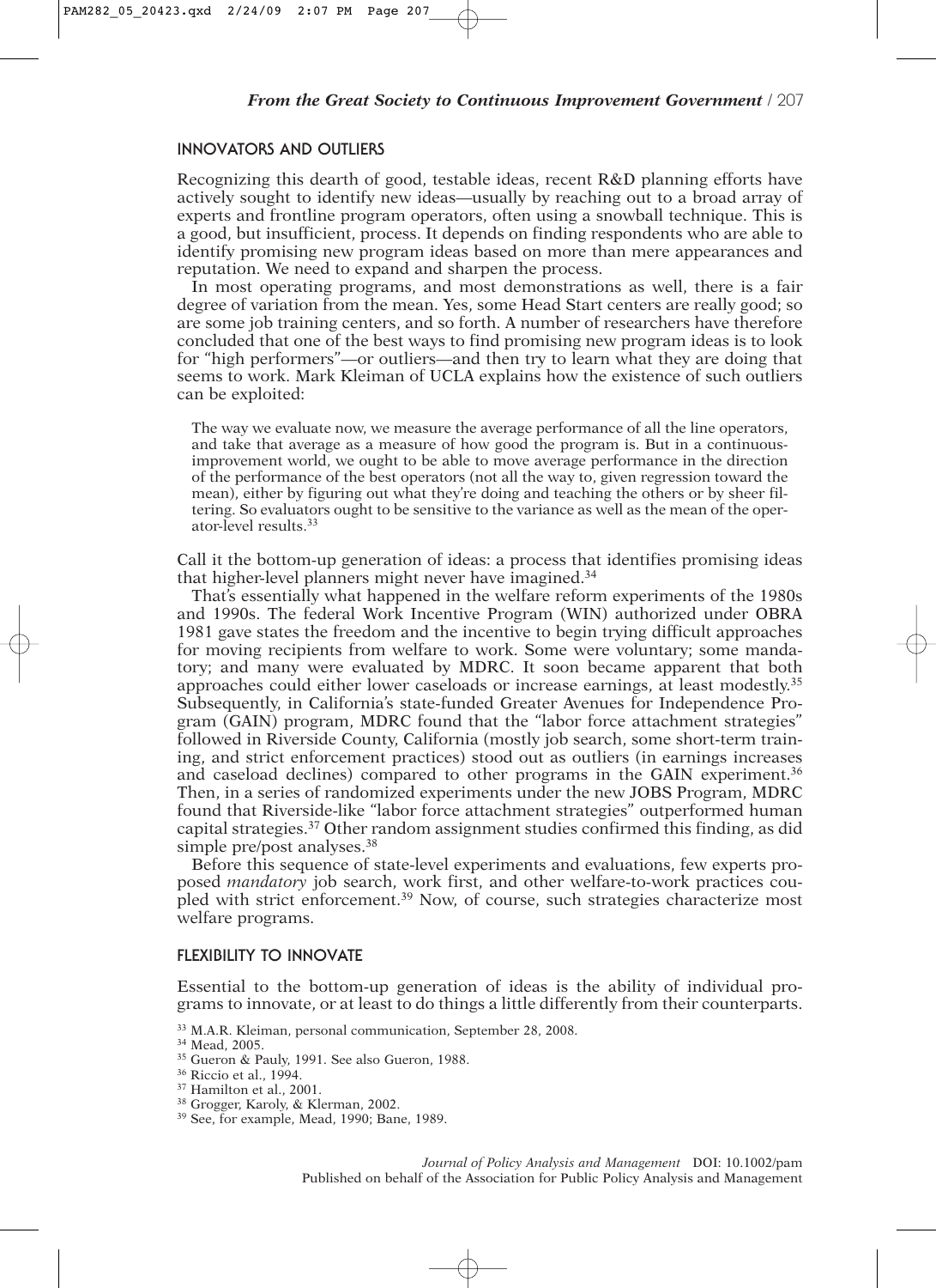## INNOVATORS AND OUTLIERS

Recognizing this dearth of good, testable ideas, recent R&D planning efforts have actively sought to identify new ideas—usually by reaching out to a broad array of experts and frontline program operators, often using a snowball technique. This is a good, but insufficient, process. It depends on finding respondents who are able to identify promising new program ideas based on more than mere appearances and reputation. We need to expand and sharpen the process.

In most operating programs, and most demonstrations as well, there is a fair degree of variation from the mean. Yes, some Head Start centers are really good; so are some job training centers, and so forth. A number of researchers have therefore concluded that one of the best ways to find promising new program ideas is to look for "high performers"—or outliers—and then try to learn what they are doing that seems to work. Mark Kleiman of UCLA explains how the existence of such outliers can be exploited:

> The way we evaluate now, we measure the average performance of all the line operators, and take that average as a measure of how good the program is. But in a continuous-improvement world, we ought to be able to move average performance in the direction of the performance of the best operators (not all the way to, given regression toward the mean), either by figuring out what they're doing and teaching the others or by sheer filtering. So evaluators ought to be sensitive to the variance as well as the mean of the operator-level results.[33]

Call it the bottom-up generation of ideas: a process that identifies promising ideas that higher-level planners might never have imagined.[34]

That's essentially what happened in the welfare reform experiments of the 1980s and 1990s. The federal Work Incentive Program (WIN) authorized under OBRA 1981 gave states the freedom and the incentive to begin trying difficult approaches for moving recipients from welfare to work. Some were voluntary; some mandatory; and many were evaluated by MDRC. It soon became apparent that both approaches could either lower caseloads or increase earnings, at least modestly.[35] Subsequently, in California's state-funded Greater Avenues for Independence Program (GAIN) program, MDRC found that the "labor force attachment strategies" followed in Riverside County, California (mostly job search, some short-term training, and strict enforcement practices) stood out as outliers (in earnings increases and caseload declines) compared to other programs in the GAIN experiment.[36] Then, in a series of randomized experiments under the new JOBS Program, MDRC found that Riverside-like "labor force attachment strategies" outperformed human capital strategies.[37] Other random assignment studies confirmed this finding, as did simple pre/post analyses.[38]

Before this sequence of state-level experiments and evaluations, few experts proposed *mandatory* job search, work first, and other welfare-to-work practices coupled with strict enforcement.[39] Now, of course, such strategies characterize most welfare programs.

## FLEXIBILITY TO INNOVATE

Essential to the bottom-up generation of ideas is the ability of individual programs to innovate, or at least to do things a little differently from their counterparts.

---

[33] M.A.R. Kleiman, personal communication, September 28, 2008.
[34] Mead, 2005.
[35] Gueron & Pauly, 1991. See also Gueron, 1988.
[36] Riccio et al., 1994.
[37] Hamilton et al., 2001.
[38] Grogger, Karoly, & Klerman, 2002.
[39] See, for example, Mead, 1990; Bane, 1989.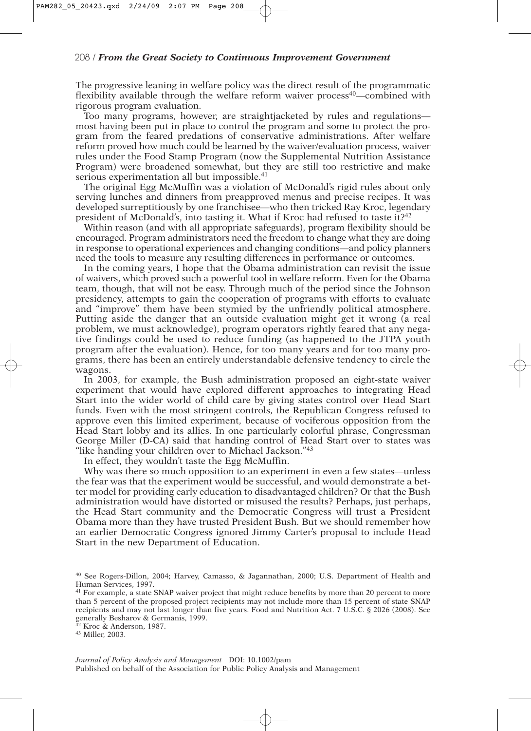The progressive leaning in welfare policy was the direct result of the programmatic flexibility available through the welfare reform waiver process[40]—combined with rigorous program evaluation.

Too many programs, however, are straightjacketed by rules and regulations—most having been put in place to control the program and some to protect the program from the feared predations of conservative administrations. After welfare reform proved how much could be learned by the waiver/evaluation process, waiver rules under the Food Stamp Program (now the Supplemental Nutrition Assistance Program) were broadened somewhat, but they are still too restrictive and make serious experimentation all but impossible.[41]

The original Egg McMuffin was a violation of McDonald's rigid rules about only serving lunches and dinners from preapproved menus and precise recipes. It was developed surreptitiously by one franchisee—who then tricked Ray Kroc, legendary president of McDonald's, into tasting it. What if Kroc had refused to taste it?[42]

Within reason (and with all appropriate safeguards), program flexibility should be encouraged. Program administrators need the freedom to change what they are doing in response to operational experiences and changing conditions—and policy planners need the tools to measure any resulting differences in performance or outcomes.

In the coming years, I hope that the Obama administration can revisit the issue of waivers, which proved such a powerful tool in welfare reform. Even for the Obama team, though, that will not be easy. Through much of the period since the Johnson presidency, attempts to gain the cooperation of programs with efforts to evaluate and "improve" them have been stymied by the unfriendly political atmosphere. Putting aside the danger that an outside evaluation might get it wrong (a real problem, we must acknowledge), program operators rightly feared that any negative findings could be used to reduce funding (as happened to the JTPA youth program after the evaluation). Hence, for too many years and for too many programs, there has been an entirely understandable defensive tendency to circle the wagons.

In 2003, for example, the Bush administration proposed an eight-state waiver experiment that would have explored different approaches to integrating Head Start into the wider world of child care by giving states control over Head Start funds. Even with the most stringent controls, the Republican Congress refused to approve even this limited experiment, because of vociferous opposition from the Head Start lobby and its allies. In one particularly colorful phrase, Congressman George Miller (D-CA) said that handing control of Head Start over to states was "like handing your children over to Michael Jackson."[43]

In effect, they wouldn't taste the Egg McMuffin.

Why was there so much opposition to an experiment in even a few states—unless the fear was that the experiment would be successful, and would demonstrate a better model for providing early education to disadvantaged children? Or that the Bush administration would have distorted or misused the results? Perhaps, just perhaps, the Head Start community and the Democratic Congress will trust a President Obama more than they have trusted President Bush. But we should remember how an earlier Democratic Congress ignored Jimmy Carter's proposal to include Head Start in the new Department of Education.

---

[40] See Rogers-Dillon, 2004; Harvey, Camasso, & Jagannathan, 2000; U.S. Department of Health and Human Services, 1997.

[41] For example, a state SNAP waiver project that might reduce benefits by more than 20 percent to more than 5 percent of the proposed project recipients may not include more than 15 percent of state SNAP recipients and may not last longer than five years. Food and Nutrition Act. 7 U.S.C. § 2026 (2008). See generally Besharov & Germanis, 1999.

[42] Kroc & Anderson, 1987.

[43] Miller, 2003.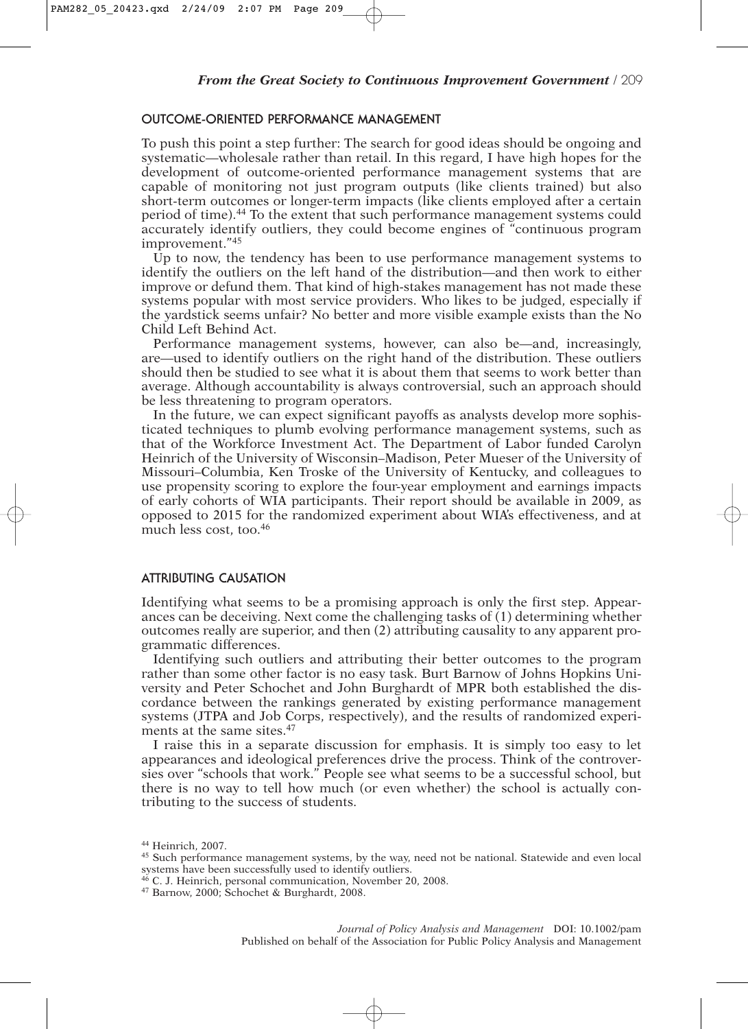## OUTCOME-ORIENTED PERFORMANCE MANAGEMENT

To push this point a step further: The search for good ideas should be ongoing and systematic—wholesale rather than retail. In this regard, I have high hopes for the development of outcome-oriented performance management systems that are capable of monitoring not just program outputs (like clients trained) but also short-term outcomes or longer-term impacts (like clients employed after a certain period of time).[44] To the extent that such performance management systems could accurately identify outliers, they could become engines of "continuous program improvement."[45]

Up to now, the tendency has been to use performance management systems to identify the outliers on the left hand of the distribution—and then work to either improve or defund them. That kind of high-stakes management has not made these systems popular with most service providers. Who likes to be judged, especially if the yardstick seems unfair? No better and more visible example exists than the No Child Left Behind Act.

Performance management systems, however, can also be—and, increasingly, are—used to identify outliers on the right hand of the distribution. These outliers should then be studied to see what it is about them that seems to work better than average. Although accountability is always controversial, such an approach should be less threatening to program operators.

In the future, we can expect significant payoffs as analysts develop more sophisticated techniques to plumb evolving performance management systems, such as that of the Workforce Investment Act. The Department of Labor funded Carolyn Heinrich of the University of Wisconsin–Madison, Peter Mueser of the University of Missouri–Columbia, Ken Troske of the University of Kentucky, and colleagues to use propensity scoring to explore the four-year employment and earnings impacts of early cohorts of WIA participants. Their report should be available in 2009, as opposed to 2015 for the randomized experiment about WIA's effectiveness, and at much less cost, too.[46]

## ATTRIBUTING CAUSATION

Identifying what seems to be a promising approach is only the first step. Appearances can be deceiving. Next come the challenging tasks of (1) determining whether outcomes really are superior, and then (2) attributing causality to any apparent programmatic differences.

Identifying such outliers and attributing their better outcomes to the program rather than some other factor is no easy task. Burt Barnow of Johns Hopkins University and Peter Schochet and John Burghardt of MPR both established the discordance between the rankings generated by existing performance management systems (JTPA and Job Corps, respectively), and the results of randomized experiments at the same sites.[47]

I raise this in a separate discussion for emphasis. It is simply too easy to let appearances and ideological preferences drive the process. Think of the controversies over "schools that work." People see what seems to be a successful school, but there is no way to tell how much (or even whether) the school is actually contributing to the success of students.

[44] Heinrich, 2007.

[45] Such performance management systems, by the way, need not be national. Statewide and even local systems have been successfully used to identify outliers.

[46] C. J. Heinrich, personal communication, November 20, 2008.

[47] Barnow, 2000; Schochet & Burghardt, 2008.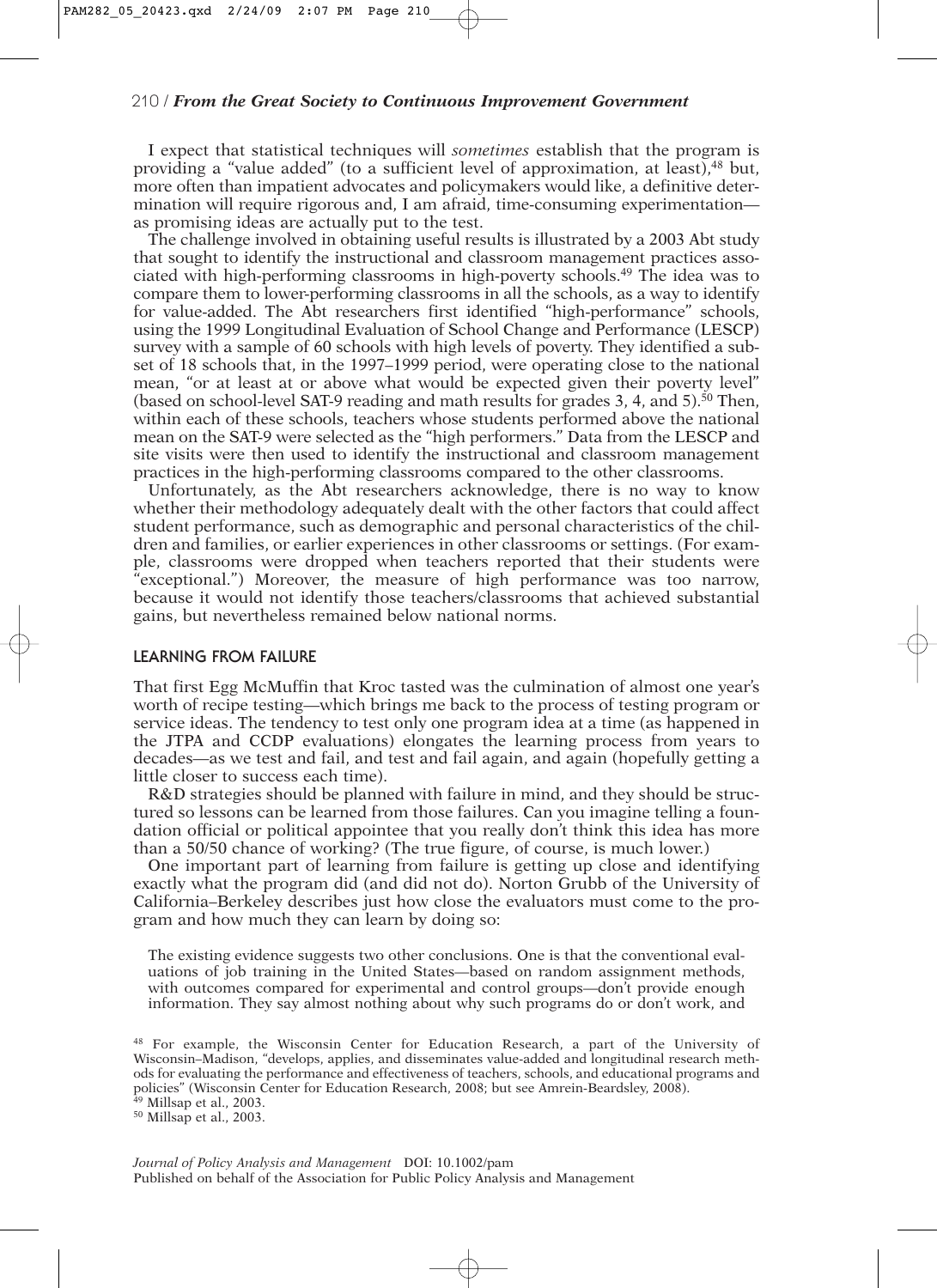I expect that statistical techniques will *sometimes* establish that the program is providing a "value added" (to a sufficient level of approximation, at least),[48] but, more often than impatient advocates and policymakers would like, a definitive determination will require rigorous and, I am afraid, time-consuming experimentation—as promising ideas are actually put to the test.

The challenge involved in obtaining useful results is illustrated by a 2003 Abt study that sought to identify the instructional and classroom management practices associated with high-performing classrooms in high-poverty schools.[49] The idea was to compare them to lower-performing classrooms in all the schools, as a way to identify for value-added. The Abt researchers first identified "high-performance" schools, using the 1999 Longitudinal Evaluation of School Change and Performance (LESCP) survey with a sample of 60 schools with high levels of poverty. They identified a subset of 18 schools that, in the 1997–1999 period, were operating close to the national mean, "or at least at or above what would be expected given their poverty level" (based on school-level SAT-9 reading and math results for grades 3, 4, and 5).[50] Then, within each of these schools, teachers whose students performed above the national mean on the SAT-9 were selected as the "high performers." Data from the LESCP and site visits were then used to identify the instructional and classroom management practices in the high-performing classrooms compared to the other classrooms.

Unfortunately, as the Abt researchers acknowledge, there is no way to know whether their methodology adequately dealt with the other factors that could affect student performance, such as demographic and personal characteristics of the children and families, or earlier experiences in other classrooms or settings. (For example, classrooms were dropped when teachers reported that their students were "exceptional.") Moreover, the measure of high performance was too narrow, because it would not identify those teachers/classrooms that achieved substantial gains, but nevertheless remained below national norms.

## LEARNING FROM FAILURE

That first Egg McMuffin that Kroc tasted was the culmination of almost one year's worth of recipe testing—which brings me back to the process of testing program or service ideas. The tendency to test only one program idea at a time (as happened in the JTPA and CCDP evaluations) elongates the learning process from years to decades—as we test and fail, and test and fail again, and again (hopefully getting a little closer to success each time).

R&D strategies should be planned with failure in mind, and they should be structured so lessons can be learned from those failures. Can you imagine telling a foundation official or political appointee that you really don't think this idea has more than a 50/50 chance of working? (The true figure, of course, is much lower.)

One important part of learning from failure is getting up close and identifying exactly what the program did (and did not do). Norton Grubb of the University of California–Berkeley describes just how close the evaluators must come to the program and how much they can learn by doing so:

> The existing evidence suggests two other conclusions. One is that the conventional evaluations of job training in the United States—based on random assignment methods, with outcomes compared for experimental and control groups—don't provide enough information. They say almost nothing about why such programs do or don't work, and

[48] For example, the Wisconsin Center for Education Research, a part of the University of Wisconsin–Madison, "develops, applies, and disseminates value-added and longitudinal research methods for evaluating the performance and effectiveness of teachers, schools, and educational programs and policies" (Wisconsin Center for Education Research, 2008; but see Amrein-Beardsley, 2008).

[49] Millsap et al., 2003.

[50] Millsap et al., 2003.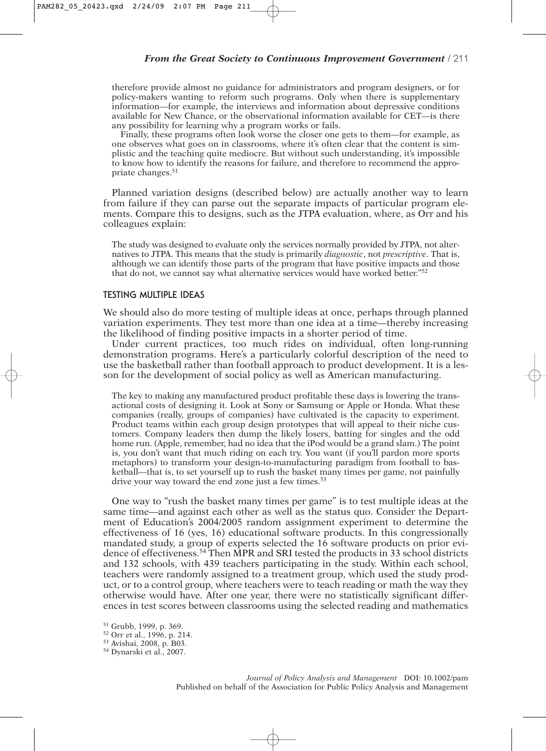therefore provide almost no guidance for administrators and program designers, or for policy-makers wanting to reform such programs. Only when there is supplementary information—for example, the interviews and information about depressive conditions available for New Chance, or the observational information available for CET—is there any possibility for learning why a program works or fails.

Finally, these programs often look worse the closer one gets to them—for example, as one observes what goes on in classrooms, where it's often clear that the content is simplistic and the teaching quite mediocre. But without such understanding, it's impossible to know how to identify the reasons for failure, and therefore to recommend the appropriate changes.[51]

Planned variation designs (described below) are actually another way to learn from failure if they can parse out the separate impacts of particular program elements. Compare this to designs, such as the JTPA evaluation, where, as Orr and his colleagues explain:

> The study was designed to evaluate only the services normally provided by JTPA, not alternatives to JTPA. This means that the study is primarily *diagnostic*, not *prescriptive*. That is, although we can identify those parts of the program that have positive impacts and those that do not, we cannot say what alternative services would have worked better."[52]

### TESTING MULTIPLE IDEAS

We should also do more testing of multiple ideas at once, perhaps through planned variation experiments. They test more than one idea at a time—thereby increasing the likelihood of finding positive impacts in a shorter period of time.

Under current practices, too much rides on individual, often long-running demonstration programs. Here's a particularly colorful description of the need to use the basketball rather than football approach to product development. It is a lesson for the development of social policy as well as American manufacturing.

> The key to making any manufactured product profitable these days is lowering the transactional costs of designing it. Look at Sony or Samsung or Apple or Honda. What these companies (really, groups of companies) have cultivated is the capacity to experiment. Product teams within each group design prototypes that will appeal to their niche customers. Company leaders then dump the likely losers, batting for singles and the odd home run. (Apple, remember, had no idea that the iPod would be a grand slam.) The point is, you don't want that much riding on each try. You want (if you'll pardon more sports metaphors) to transform your design-to-manufacturing paradigm from football to basketball—that is, to set yourself up to rush the basket many times per game, not painfully drive your way toward the end zone just a few times.[53]

One way to "rush the basket many times per game" is to test multiple ideas at the same time—and against each other as well as the status quo. Consider the Department of Education's 2004/2005 random assignment experiment to determine the effectiveness of 16 (yes, 16) educational software products. In this congressionally mandated study, a group of experts selected the 16 software products on prior evidence of effectiveness.[54] Then MPR and SRI tested the products in 33 school districts and 132 schools, with 439 teachers participating in the study. Within each school, teachers were randomly assigned to a treatment group, which used the study product, or to a control group, where teachers were to teach reading or math the way they otherwise would have. After one year, there were no statistically significant differences in test scores between classrooms using the selected reading and mathematics

[51] Grubb, 1999, p. 369.
[52] Orr et al., 1996, p. 214.
[53] Avishai, 2008, p. B03.
[54] Dynarski et al., 2007.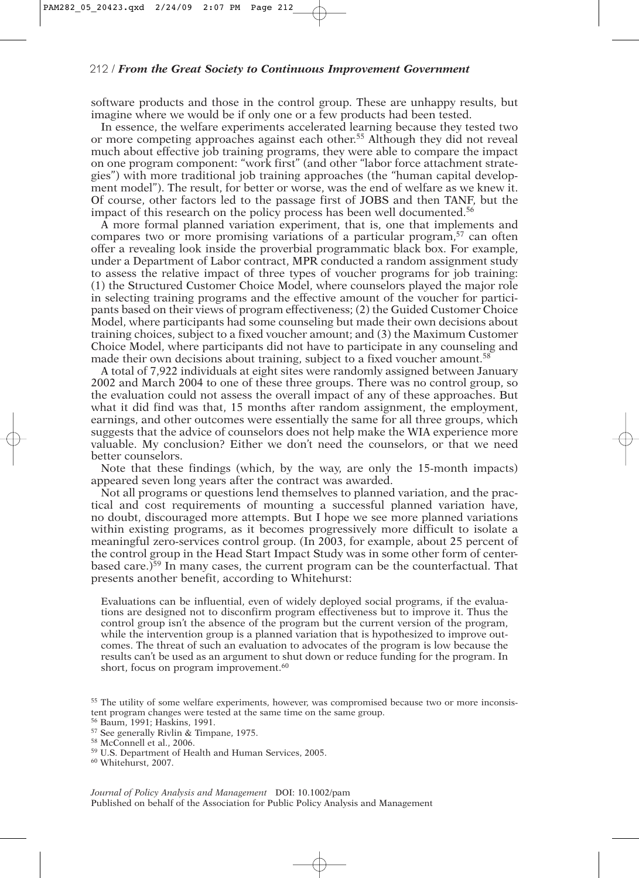software products and those in the control group. These are unhappy results, but imagine where we would be if only one or a few products had been tested.

In essence, the welfare experiments accelerated learning because they tested two or more competing approaches against each other.[55] Although they did not reveal much about effective job training programs, they were able to compare the impact on one program component: "work first" (and other "labor force attachment strategies") with more traditional job training approaches (the "human capital development model"). The result, for better or worse, was the end of welfare as we knew it. Of course, other factors led to the passage first of JOBS and then TANF, but the impact of this research on the policy process has been well documented.[56]

A more formal planned variation experiment, that is, one that implements and compares two or more promising variations of a particular program,[57] can often offer a revealing look inside the proverbial programmatic black box. For example, under a Department of Labor contract, MPR conducted a random assignment study to assess the relative impact of three types of voucher programs for job training: (1) the Structured Customer Choice Model, where counselors played the major role in selecting training programs and the effective amount of the voucher for participants based on their views of program effectiveness; (2) the Guided Customer Choice Model, where participants had some counseling but made their own decisions about training choices, subject to a fixed voucher amount; and (3) the Maximum Customer Choice Model, where participants did not have to participate in any counseling and made their own decisions about training, subject to a fixed voucher amount.[58]

A total of 7,922 individuals at eight sites were randomly assigned between January 2002 and March 2004 to one of these three groups. There was no control group, so the evaluation could not assess the overall impact of any of these approaches. But what it did find was that, 15 months after random assignment, the employment, earnings, and other outcomes were essentially the same for all three groups, which suggests that the advice of counselors does not help make the WIA experience more valuable. My conclusion? Either we don't need the counselors, or that we need better counselors.

Note that these findings (which, by the way, are only the 15-month impacts) appeared seven long years after the contract was awarded.

Not all programs or questions lend themselves to planned variation, and the practical and cost requirements of mounting a successful planned variation have, no doubt, discouraged more attempts. But I hope we see more planned variations within existing programs, as it becomes progressively more difficult to isolate a meaningful zero-services control group. (In 2003, for example, about 25 percent of the control group in the Head Start Impact Study was in some other form of center-based care.)[59] In many cases, the current program can be the counterfactual. That presents another benefit, according to Whitehurst:

> Evaluations can be influential, even of widely deployed social programs, if the evaluations are designed not to disconfirm program effectiveness but to improve it. Thus the control group isn't the absence of the program but the current version of the program, while the intervention group is a planned variation that is hypothesized to improve outcomes. The threat of such an evaluation to advocates of the program is low because the results can't be used as an argument to shut down or reduce funding for the program. In short, focus on program improvement.[60]

[55] The utility of some welfare experiments, however, was compromised because two or more inconsistent program changes were tested at the same time on the same group.

[56] Baum, 1991; Haskins, 1991.

[57] See generally Rivlin & Timpane, 1975.

[58] McConnell et al., 2006.

[59] U.S. Department of Health and Human Services, 2005.

[60] Whitehurst, 2007.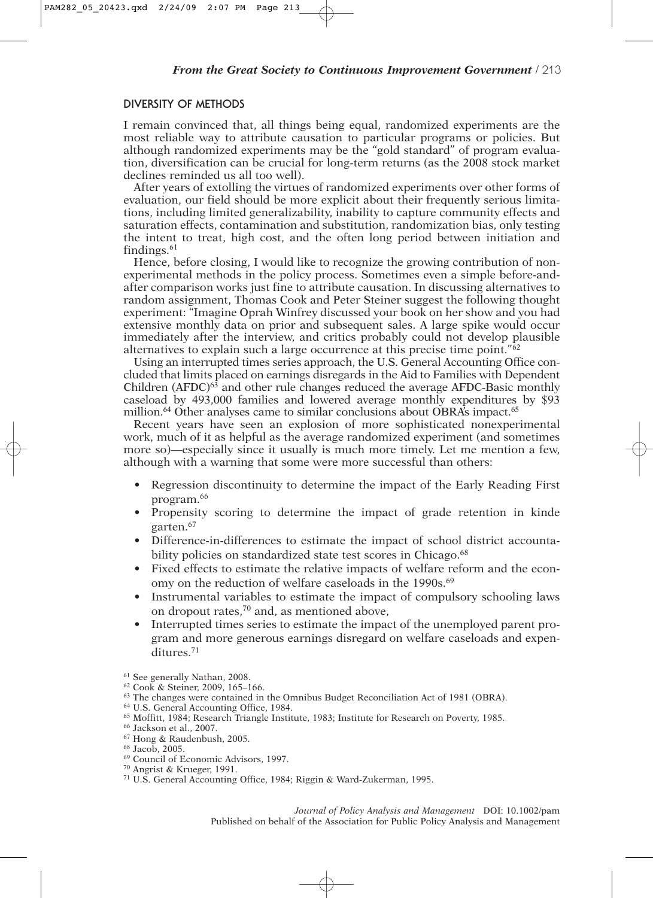## DIVERSITY OF METHODS

I remain convinced that, all things being equal, randomized experiments are the most reliable way to attribute causation to particular programs or policies. But although randomized experiments may be the "gold standard" of program evaluation, diversification can be crucial for long-term returns (as the 2008 stock market declines reminded us all too well).

After years of extolling the virtues of randomized experiments over other forms of evaluation, our field should be more explicit about their frequently serious limitations, including limited generalizability, inability to capture community effects and saturation effects, contamination and substitution, randomization bias, only testing the intent to treat, high cost, and the often long period between initiation and findings.[61]

Hence, before closing, I would like to recognize the growing contribution of nonexperimental methods in the policy process. Sometimes even a simple before-and-after comparison works just fine to attribute causation. In discussing alternatives to random assignment, Thomas Cook and Peter Steiner suggest the following thought experiment: "Imagine Oprah Winfrey discussed your book on her show and you had extensive monthly data on prior and subsequent sales. A large spike would occur immediately after the interview, and critics probably could not develop plausible alternatives to explain such a large occurrence at this precise time point."[62]

Using an interrupted times series approach, the U.S. General Accounting Office concluded that limits placed on earnings disregards in the Aid to Families with Dependent Children (AFDC)[63] and other rule changes reduced the average AFDC-Basic monthly caseload by 493,000 families and lowered average monthly expenditures by $93 million.[64] Other analyses came to similar conclusions about OBRA's impact.[65]

Recent years have seen an explosion of more sophisticated nonexperimental work, much of it as helpful as the average randomized experiment (and sometimes more so)—especially since it usually is much more timely. Let me mention a few, although with a warning that some were more successful than others:

- Regression discontinuity to determine the impact of the Early Reading First program.[66]
- Propensity scoring to determine the impact of grade retention in kindergarten.[67]
- Difference-in-differences to estimate the impact of school district accountability policies on standardized state test scores in Chicago.[68]
- Fixed effects to estimate the relative impacts of welfare reform and the economy on the reduction of welfare caseloads in the 1990s.[69]
- Instrumental variables to estimate the impact of compulsory schooling laws on dropout rates,[70] and, as mentioned above,
- Interrupted times series to estimate the impact of the unemployed parent program and more generous earnings disregard on welfare caseloads and expenditures.[71]

[61] See generally Nathan, 2008.
[62] Cook & Steiner, 2009, 165–166.
[63] The changes were contained in the Omnibus Budget Reconciliation Act of 1981 (OBRA).
[64] U.S. General Accounting Office, 1984.
[65] Moffitt, 1984; Research Triangle Institute, 1983; Institute for Research on Poverty, 1985.
[66] Jackson et al., 2007.
[67] Hong & Raudenbush, 2005.
[68] Jacob, 2005.
[69] Council of Economic Advisors, 1997.
[70] Angrist & Krueger, 1991.
[71] U.S. General Accounting Office, 1984; Riggin & Ward-Zukerman, 1995.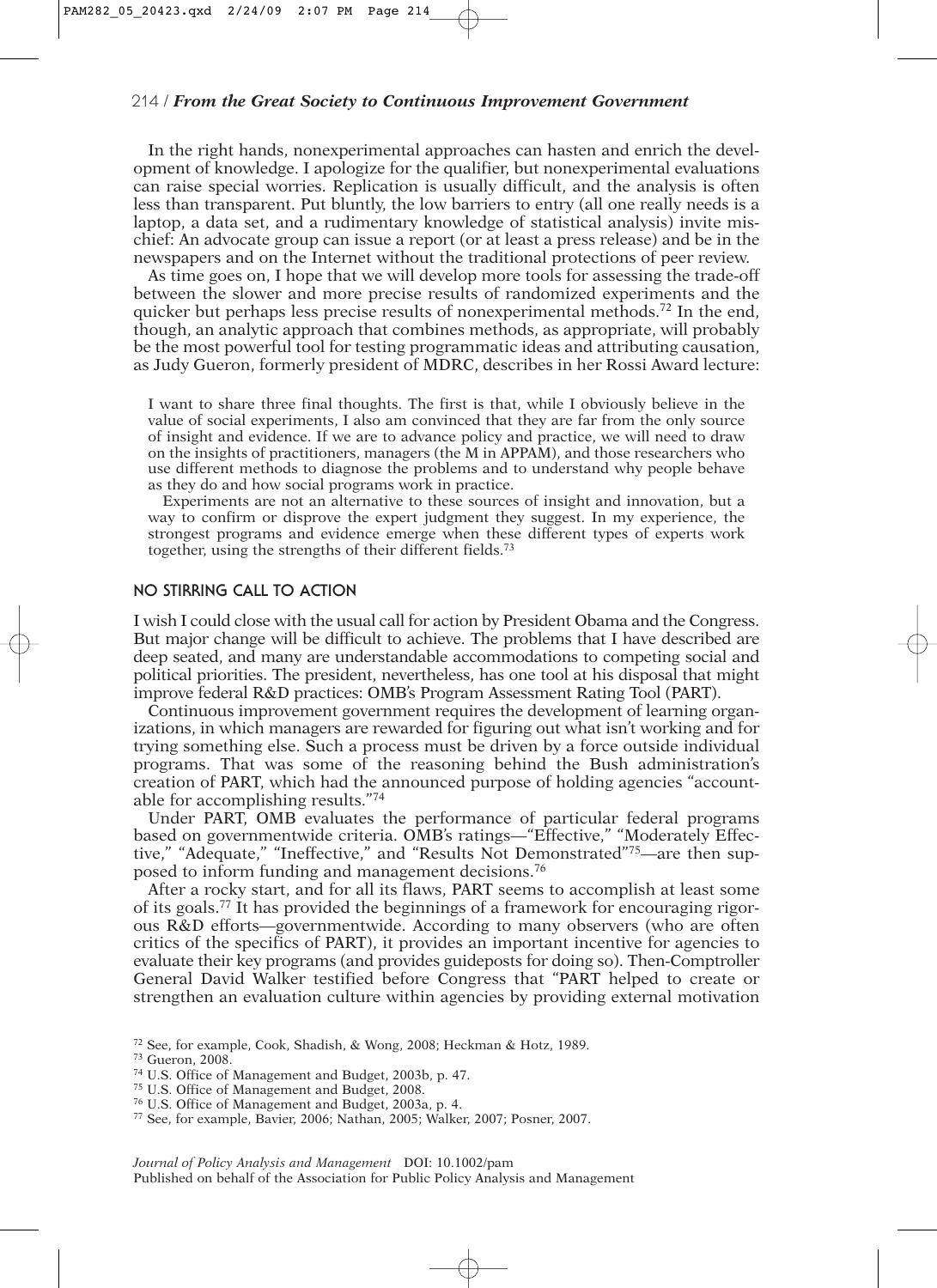In the right hands, nonexperimental approaches can hasten and enrich the development of knowledge. I apologize for the qualifier, but nonexperimental evaluations can raise special worries. Replication is usually difficult, and the analysis is often less than transparent. Put bluntly, the low barriers to entry (all one really needs is a laptop, a data set, and a rudimentary knowledge of statistical analysis) invite mischief: An advocate group can issue a report (or at least a press release) and be in the newspapers and on the Internet without the traditional protections of peer review.

As time goes on, I hope that we will develop more tools for assessing the trade-off between the slower and more precise results of randomized experiments and the quicker but perhaps less precise results of nonexperimental methods.[72] In the end, though, an analytic approach that combines methods, as appropriate, will probably be the most powerful tool for testing programmatic ideas and attributing causation, as Judy Gueron, formerly president of MDRC, describes in her Rossi Award lecture:

> I want to share three final thoughts. The first is that, while I obviously believe in the value of social experiments, I also am convinced that they are far from the only source of insight and evidence. If we are to advance policy and practice, we will need to draw on the insights of practitioners, managers (the M in APPAM), and those researchers who use different methods to diagnose the problems and to understand why people behave as they do and how social programs work in practice.
>
> Experiments are not an alternative to these sources of insight and innovation, but a way to confirm or disprove the expert judgment they suggest. In my experience, the strongest programs and evidence emerge when these different types of experts work together, using the strengths of their different fields.[73]

## NO STIRRING CALL TO ACTION

I wish I could close with the usual call for action by President Obama and the Congress. But major change will be difficult to achieve. The problems that I have described are deep seated, and many are understandable accommodations to competing social and political priorities. The president, nevertheless, has one tool at his disposal that might improve federal R&D practices: OMB's Program Assessment Rating Tool (PART).

Continuous improvement government requires the development of learning organizations, in which managers are rewarded for figuring out what isn't working and for trying something else. Such a process must be driven by a force outside individual programs. That was some of the reasoning behind the Bush administration's creation of PART, which had the announced purpose of holding agencies "accountable for accomplishing results."[74]

Under PART, OMB evaluates the performance of particular federal programs based on governmentwide criteria. OMB's ratings—"Effective," "Moderately Effective," "Adequate," "Ineffective," and "Results Not Demonstrated"[75]—are then supposed to inform funding and management decisions.[76]

After a rocky start, and for all its flaws, PART seems to accomplish at least some of its goals.[77] It has provided the beginnings of a framework for encouraging rigorous R&D efforts—governmentwide. According to many observers (who are often critics of the specifics of PART), it provides an important incentive for agencies to evaluate their key programs (and provides guideposts for doing so). Then-Comptroller General David Walker testified before Congress that "PART helped to create or strengthen an evaluation culture within agencies by providing external motivation

[72] See, for example, Cook, Shadish, & Wong, 2008; Heckman & Hotz, 1989.

[73] Gueron, 2008.

[74] U.S. Office of Management and Budget, 2003b, p. 47.

[75] U.S. Office of Management and Budget, 2008.

[76] U.S. Office of Management and Budget, 2003a, p. 4.

[77] See, for example, Bavier, 2006; Nathan, 2005; Walker, 2007; Posner, 2007.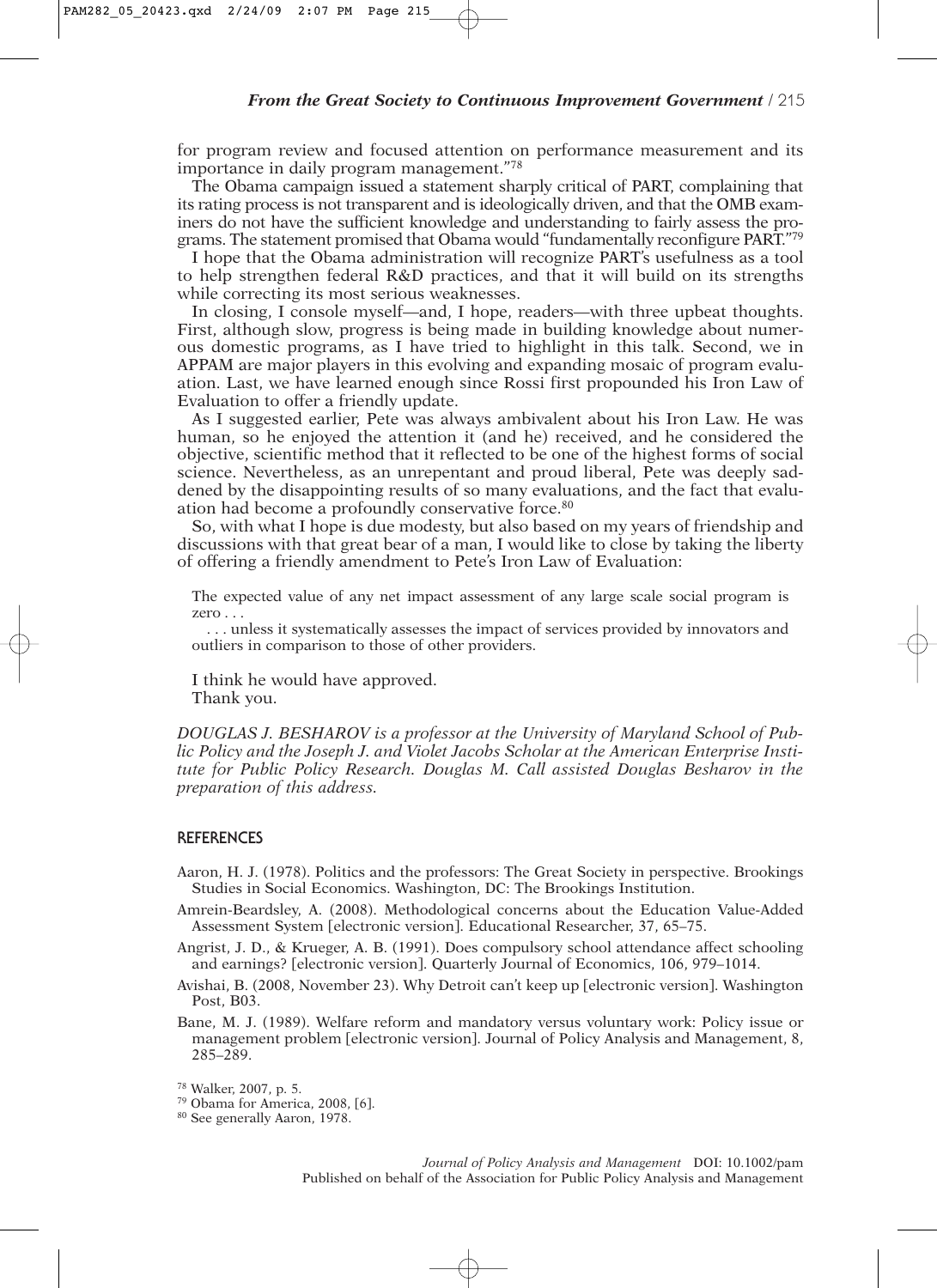for program review and focused attention on performance measurement and its importance in daily program management."[78]

The Obama campaign issued a statement sharply critical of PART, complaining that its rating process is not transparent and is ideologically driven, and that the OMB examiners do not have the sufficient knowledge and understanding to fairly assess the programs. The statement promised that Obama would "fundamentally reconfigure PART."[79]

I hope that the Obama administration will recognize PART's usefulness as a tool to help strengthen federal R&D practices, and that it will build on its strengths while correcting its most serious weaknesses.

In closing, I console myself—and, I hope, readers—with three upbeat thoughts. First, although slow, progress is being made in building knowledge about numerous domestic programs, as I have tried to highlight in this talk. Second, we in APPAM are major players in this evolving and expanding mosaic of program evaluation. Last, we have learned enough since Rossi first propounded his Iron Law of Evaluation to offer a friendly update.

As I suggested earlier, Pete was always ambivalent about his Iron Law. He was human, so he enjoyed the attention it (and he) received, and he considered the objective, scientific method that it reflected to be one of the highest forms of social science. Nevertheless, as an unrepentant and proud liberal, Pete was deeply saddened by the disappointing results of so many evaluations, and the fact that evaluation had become a profoundly conservative force.[80]

So, with what I hope is due modesty, but also based on my years of friendship and discussions with that great bear of a man, I would like to close by taking the liberty of offering a friendly amendment to Pete's Iron Law of Evaluation:

> The expected value of any net impact assessment of any large scale social program is zero . . .
>
> . . . unless it systematically assesses the impact of services provided by innovators and outliers in comparison to those of other providers.

I think he would have approved.

Thank you.

*DOUGLAS J. BESHAROV is a professor at the University of Maryland School of Public Policy and the Joseph J. and Violet Jacobs Scholar at the American Enterprise Institute for Public Policy Research. Douglas M. Call assisted Douglas Besharov in the preparation of this address.*

## REFERENCES

Aaron, H. J. (1978). Politics and the professors: The Great Society in perspective. Brookings Studies in Social Economics. Washington, DC: The Brookings Institution.

Amrein-Beardsley, A. (2008). Methodological concerns about the Education Value-Added Assessment System [electronic version]. Educational Researcher, 37, 65–75.

Angrist, J. D., & Krueger, A. B. (1991). Does compulsory school attendance affect schooling and earnings? [electronic version]. Quarterly Journal of Economics, 106, 979–1014.

Avishai, B. (2008, November 23). Why Detroit can't keep up [electronic version]. Washington Post, B03.

Bane, M. J. (1989). Welfare reform and mandatory versus voluntary work: Policy issue or management problem [electronic version]. Journal of Policy Analysis and Management, 8, 285–289.

[78] Walker, 2007, p. 5.

[79] Obama for America, 2008, [6].

[80] See generally Aaron, 1978.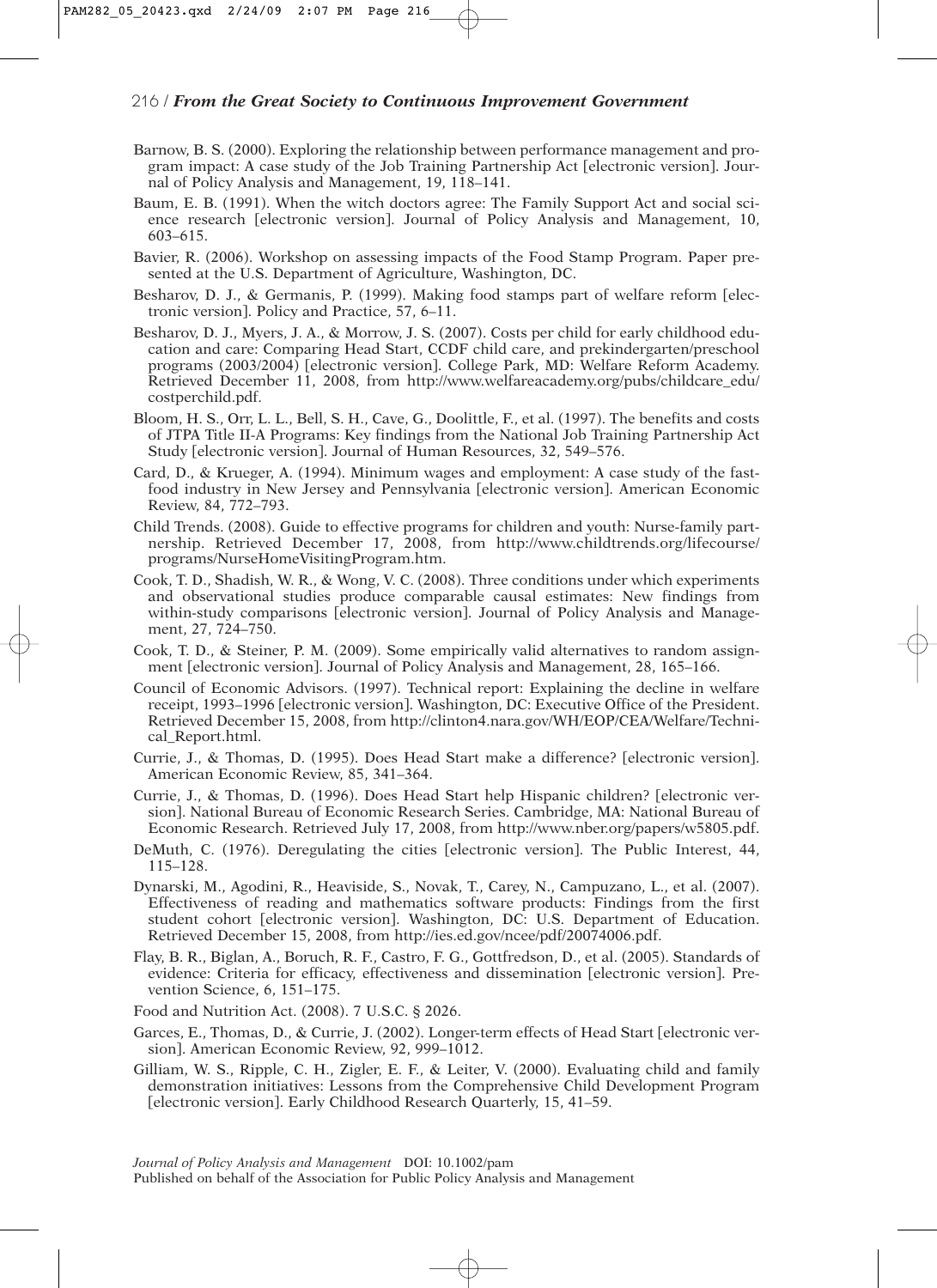Barnow, B. S. (2000). Exploring the relationship between performance management and program impact: A case study of the Job Training Partnership Act [electronic version]. Journal of Policy Analysis and Management, 19, 118–141.

Baum, E. B. (1991). When the witch doctors agree: The Family Support Act and social science research [electronic version]. Journal of Policy Analysis and Management, 10, 603–615.

Bavier, R. (2006). Workshop on assessing impacts of the Food Stamp Program. Paper presented at the U.S. Department of Agriculture, Washington, DC.

Besharov, D. J., & Germanis, P. (1999). Making food stamps part of welfare reform [electronic version]. Policy and Practice, 57, 6–11.

Besharov, D. J., Myers, J. A., & Morrow, J. S. (2007). Costs per child for early childhood education and care: Comparing Head Start, CCDF child care, and prekindergarten/preschool programs (2003/2004) [electronic version]. College Park, MD: Welfare Reform Academy. Retrieved December 11, 2008, from http://www.welfareacademy.org/pubs/childcare_edu/costperchild.pdf.

Bloom, H. S., Orr, L. L., Bell, S. H., Cave, G., Doolittle, F., et al. (1997). The benefits and costs of JTPA Title II-A Programs: Key findings from the National Job Training Partnership Act Study [electronic version]. Journal of Human Resources, 32, 549–576.

Card, D., & Krueger, A. (1994). Minimum wages and employment: A case study of the fast-food industry in New Jersey and Pennsylvania [electronic version]. American Economic Review, 84, 772–793.

Child Trends. (2008). Guide to effective programs for children and youth: Nurse-family partnership. Retrieved December 17, 2008, from http://www.childtrends.org/lifecourse/programs/NurseHomeVisitingProgram.htm.

Cook, T. D., Shadish, W. R., & Wong, V. C. (2008). Three conditions under which experiments and observational studies produce comparable causal estimates: New findings from within-study comparisons [electronic version]. Journal of Policy Analysis and Management, 27, 724–750.

Cook, T. D., & Steiner, P. M. (2009). Some empirically valid alternatives to random assignment [electronic version]. Journal of Policy Analysis and Management, 28, 165–166.

Council of Economic Advisors. (1997). Technical report: Explaining the decline in welfare receipt, 1993–1996 [electronic version]. Washington, DC: Executive Office of the President. Retrieved December 15, 2008, from http://clinton4.nara.gov/WH/EOP/CEA/Welfare/Technical_Report.html.

Currie, J., & Thomas, D. (1995). Does Head Start make a difference? [electronic version]. American Economic Review, 85, 341–364.

Currie, J., & Thomas, D. (1996). Does Head Start help Hispanic children? [electronic version]. National Bureau of Economic Research Series. Cambridge, MA: National Bureau of Economic Research. Retrieved July 17, 2008, from http://www.nber.org/papers/w5805.pdf.

DeMuth, C. (1976). Deregulating the cities [electronic version]. The Public Interest, 44, 115–128.

Dynarski, M., Agodini, R., Heaviside, S., Novak, T., Carey, N., Campuzano, L., et al. (2007). Effectiveness of reading and mathematics software products: Findings from the first student cohort [electronic version]. Washington, DC: U.S. Department of Education. Retrieved December 15, 2008, from http://ies.ed.gov/ncee/pdf/20074006.pdf.

Flay, B. R., Biglan, A., Boruch, R. F., Castro, F. G., Gottfredson, D., et al. (2005). Standards of evidence: Criteria for efficacy, effectiveness and dissemination [electronic version]. Prevention Science, 6, 151–175.

Food and Nutrition Act. (2008). 7 U.S.C. § 2026.

Garces, E., Thomas, D., & Currie, J. (2002). Longer-term effects of Head Start [electronic version]. American Economic Review, 92, 999–1012.

Gilliam, W. S., Ripple, C. H., Zigler, E. F., & Leiter, V. (2000). Evaluating child and family demonstration initiatives: Lessons from the Comprehensive Child Development Program [electronic version]. Early Childhood Research Quarterly, 15, 41–59.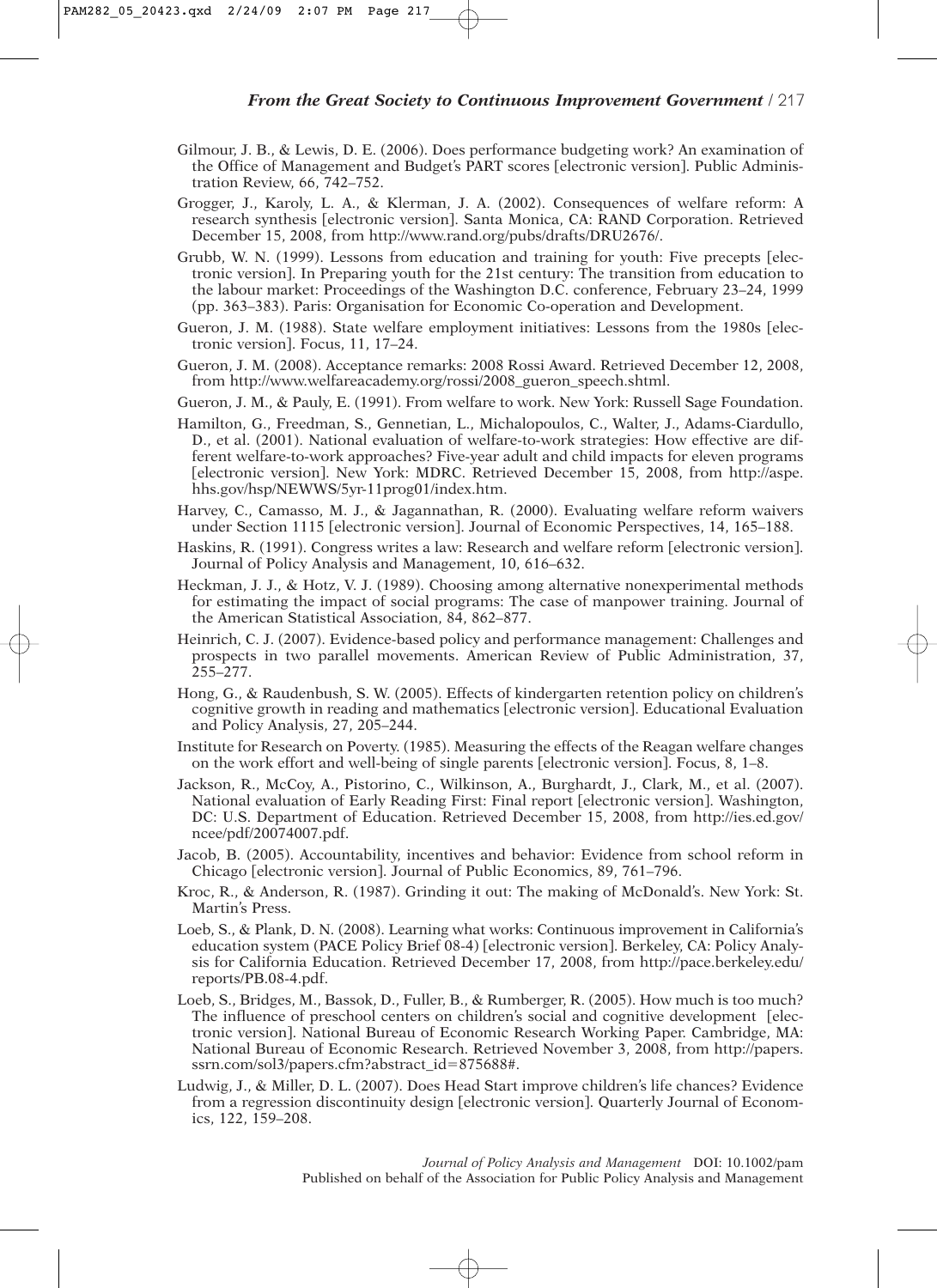Gilmour, J. B., & Lewis, D. E. (2006). Does performance budgeting work? An examination of the Office of Management and Budget's PART scores [electronic version]. Public Administration Review, 66, 742–752.

Grogger, J., Karoly, L. A., & Klerman, J. A. (2002). Consequences of welfare reform: A research synthesis [electronic version]. Santa Monica, CA: RAND Corporation. Retrieved December 15, 2008, from http://www.rand.org/pubs/drafts/DRU2676/.

Grubb, W. N. (1999). Lessons from education and training for youth: Five precepts [electronic version]. In Preparing youth for the 21st century: The transition from education to the labour market: Proceedings of the Washington D.C. conference, February 23–24, 1999 (pp. 363–383). Paris: Organisation for Economic Co-operation and Development.

Gueron, J. M. (1988). State welfare employment initiatives: Lessons from the 1980s [electronic version]. Focus, 11, 17–24.

Gueron, J. M. (2008). Acceptance remarks: 2008 Rossi Award. Retrieved December 12, 2008, from http://www.welfareacademy.org/rossi/2008_gueron_speech.shtml.

Gueron, J. M., & Pauly, E. (1991). From welfare to work. New York: Russell Sage Foundation.

Hamilton, G., Freedman, S., Gennetian, L., Michalopoulos, C., Walter, J., Adams-Ciardullo, D., et al. (2001). National evaluation of welfare-to-work strategies: How effective are different welfare-to-work approaches? Five-year adult and child impacts for eleven programs [electronic version]. New York: MDRC. Retrieved December 15, 2008, from http://aspe.hhs.gov/hsp/NEWWS/5yr-11prog01/index.htm.

Harvey, C., Camasso, M. J., & Jagannathan, R. (2000). Evaluating welfare reform waivers under Section 1115 [electronic version]. Journal of Economic Perspectives, 14, 165–188.

Haskins, R. (1991). Congress writes a law: Research and welfare reform [electronic version]. Journal of Policy Analysis and Management, 10, 616–632.

Heckman, J. J., & Hotz, V. J. (1989). Choosing among alternative nonexperimental methods for estimating the impact of social programs: The case of manpower training. Journal of the American Statistical Association, 84, 862–877.

Heinrich, C. J. (2007). Evidence-based policy and performance management: Challenges and prospects in two parallel movements. American Review of Public Administration, 37, 255–277.

Hong, G., & Raudenbush, S. W. (2005). Effects of kindergarten retention policy on children's cognitive growth in reading and mathematics [electronic version]. Educational Evaluation and Policy Analysis, 27, 205–244.

Institute for Research on Poverty. (1985). Measuring the effects of the Reagan welfare changes on the work effort and well-being of single parents [electronic version]. Focus, 8, 1–8.

Jackson, R., McCoy, A., Pistorino, C., Wilkinson, A., Burghardt, J., Clark, M., et al. (2007). National evaluation of Early Reading First: Final report [electronic version]. Washington, DC: U.S. Department of Education. Retrieved December 15, 2008, from http://ies.ed.gov/ncee/pdf/20074007.pdf.

Jacob, B. (2005). Accountability, incentives and behavior: Evidence from school reform in Chicago [electronic version]. Journal of Public Economics, 89, 761–796.

Kroc, R., & Anderson, R. (1987). Grinding it out: The making of McDonald's. New York: St. Martin's Press.

Loeb, S., & Plank, D. N. (2008). Learning what works: Continuous improvement in California's education system (PACE Policy Brief 08-4) [electronic version]. Berkeley, CA: Policy Analysis for California Education. Retrieved December 17, 2008, from http://pace.berkeley.edu/reports/PB.08-4.pdf.

Loeb, S., Bridges, M., Bassok, D., Fuller, B., & Rumberger, R. (2005). How much is too much? The influence of preschool centers on children's social and cognitive development [electronic version]. National Bureau of Economic Research Working Paper. Cambridge, MA: National Bureau of Economic Research. Retrieved November 3, 2008, from http://papers.ssrn.com/sol3/papers.cfm?abstract_id=875688#.

Ludwig, J., & Miller, D. L. (2007). Does Head Start improve children's life chances? Evidence from a regression discontinuity design [electronic version]. Quarterly Journal of Economics, 122, 159–208.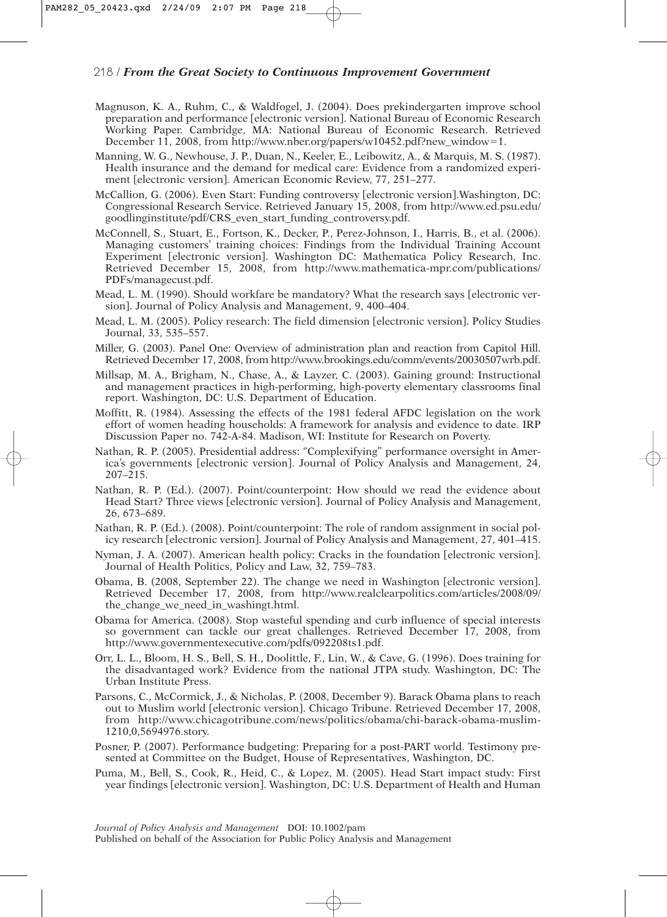Magnuson, K. A., Ruhm, C., & Waldfogel, J. (2004). Does prekindergarten improve school preparation and performance [electronic version]. National Bureau of Economic Research Working Paper. Cambridge, MA: National Bureau of Economic Research. Retrieved December 11, 2008, from http://www.nber.org/papers/w10452.pdf?new_window=1.

Manning, W. G., Newhouse, J. P., Duan, N., Keeler, E., Leibowitz, A., & Marquis, M. S. (1987). Health insurance and the demand for medical care: Evidence from a randomized experiment [electronic version]. American Economic Review, 77, 251–277.

McCallion, G. (2006). Even Start: Funding controversy [electronic version].Washington, DC: Congressional Research Service. Retrieved January 15, 2008, from http://www.ed.psu.edu/goodlinginstitute/pdf/CRS_even_start_funding_controversy.pdf.

McConnell, S., Stuart, E., Fortson, K., Decker, P., Perez-Johnson, I., Harris, B., et al. (2006). Managing customers' training choices: Findings from the Individual Training Account Experiment [electronic version]. Washington DC: Mathematica Policy Research, Inc. Retrieved December 15, 2008, from http://www.mathematica-mpr.com/publications/PDFs/managecust.pdf.

Mead, L. M. (1990). Should workfare be mandatory? What the research says [electronic version]. Journal of Policy Analysis and Management, 9, 400–404.

Mead, L. M. (2005). Policy research: The field dimension [electronic version]. Policy Studies Journal, 33, 535–557.

Miller, G. (2003). Panel One: Overview of administration plan and reaction from Capitol Hill. Retrieved December 17, 2008, from http://www.brookings.edu/comm/events/20030507wrb.pdf.

Millsap, M. A., Brigham, N., Chase, A., & Layzer, C. (2003). Gaining ground: Instructional and management practices in high-performing, high-poverty elementary classrooms final report. Washington, DC: U.S. Department of Education.

Moffitt, R. (1984). Assessing the effects of the 1981 federal AFDC legislation on the work effort of women heading households: A framework for analysis and evidence to date. IRP Discussion Paper no. 742-A-84. Madison, WI: Institute for Research on Poverty.

Nathan, R. P. (2005). Presidential address: "Complexifying" performance oversight in America's governments [electronic version]. Journal of Policy Analysis and Management, 24, 207–215.

Nathan, R. P. (Ed.). (2007). Point/counterpoint: How should we read the evidence about Head Start? Three views [electronic version]. Journal of Policy Analysis and Management, 26, 673–689.

Nathan, R. P. (Ed.). (2008). Point/counterpoint: The role of random assignment in social policy research [electronic version]. Journal of Policy Analysis and Management, 27, 401–415.

Nyman, J. A. (2007). American health policy: Cracks in the foundation [electronic version]. Journal of Health Politics, Policy and Law, 32, 759–783.

Obama, B. (2008, September 22). The change we need in Washington [electronic version]. Retrieved December 17, 2008, from http://www.realclearpolitics.com/articles/2008/09/the_change_we_need_in_washingt.html.

Obama for America. (2008). Stop wasteful spending and curb influence of special interests so government can tackle our great challenges. Retrieved December 17, 2008, from http://www.governmentexecutive.com/pdfs/092208ts1.pdf.

Orr, L. L., Bloom, H. S., Bell, S. H., Doolittle, F., Lin, W., & Cave, G. (1996). Does training for the disadvantaged work? Evidence from the national JTPA study. Washington, DC: The Urban Institute Press.

Parsons, C., McCormick, J., & Nicholas, P. (2008, December 9). Barack Obama plans to reach out to Muslim world [electronic version]. Chicago Tribune. Retrieved December 17, 2008, from http://www.chicagotribune.com/news/politics/obama/chi-barack-obama-muslim-1210,0,5694976.story.

Posner, P. (2007). Performance budgeting: Preparing for a post-PART world. Testimony presented at Committee on the Budget, House of Representatives, Washington, DC.

Puma, M., Bell, S., Cook, R., Heid, C., & Lopez, M. (2005). Head Start impact study: First year findings [electronic version]. Washington, DC: U.S. Department of Health and Human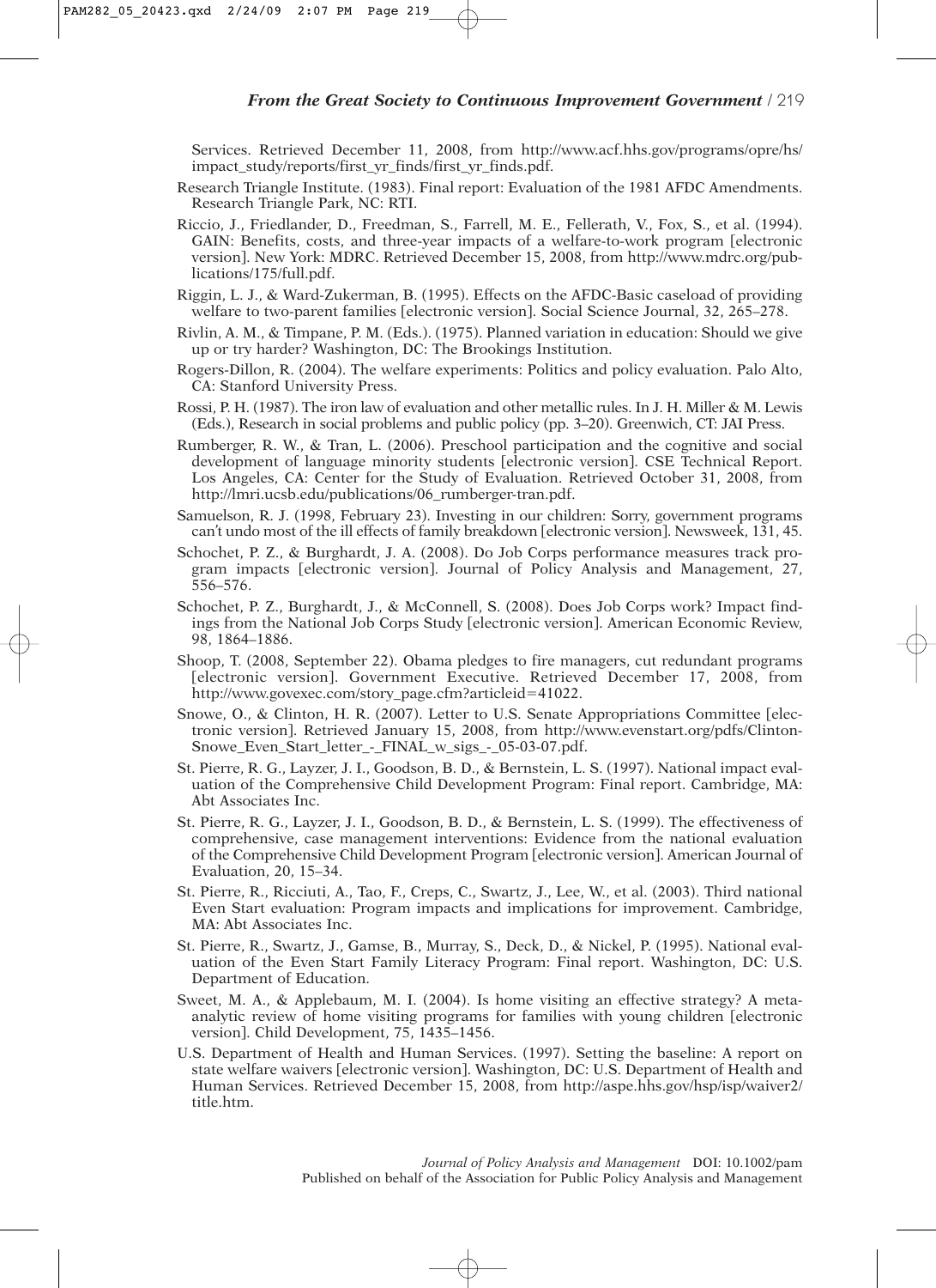Services. Retrieved December 11, 2008, from http://www.acf.hhs.gov/programs/opre/hs/impact_study/reports/first_yr_finds/first_yr_finds.pdf.

Research Triangle Institute. (1983). Final report: Evaluation of the 1981 AFDC Amendments. Research Triangle Park, NC: RTI.

Riccio, J., Friedlander, D., Freedman, S., Farrell, M. E., Fellerath, V., Fox, S., et al. (1994). GAIN: Benefits, costs, and three-year impacts of a welfare-to-work program [electronic version]. New York: MDRC. Retrieved December 15, 2008, from http://www.mdrc.org/publications/175/full.pdf.

Riggin, L. J., & Ward-Zukerman, B. (1995). Effects on the AFDC-Basic caseload of providing welfare to two-parent families [electronic version]. Social Science Journal, 32, 265–278.

Rivlin, A. M., & Timpane, P. M. (Eds.). (1975). Planned variation in education: Should we give up or try harder? Washington, DC: The Brookings Institution.

Rogers-Dillon, R. (2004). The welfare experiments: Politics and policy evaluation. Palo Alto, CA: Stanford University Press.

Rossi, P. H. (1987). The iron law of evaluation and other metallic rules. In J. H. Miller & M. Lewis (Eds.), Research in social problems and public policy (pp. 3–20). Greenwich, CT: JAI Press.

Rumberger, R. W., & Tran, L. (2006). Preschool participation and the cognitive and social development of language minority students [electronic version]. CSE Technical Report. Los Angeles, CA: Center for the Study of Evaluation. Retrieved October 31, 2008, from http://lmri.ucsb.edu/publications/06_rumberger-tran.pdf.

Samuelson, R. J. (1998, February 23). Investing in our children: Sorry, government programs can't undo most of the ill effects of family breakdown [electronic version]. Newsweek, 131, 45.

Schochet, P. Z., & Burghardt, J. A. (2008). Do Job Corps performance measures track program impacts [electronic version]. Journal of Policy Analysis and Management, 27, 556–576.

Schochet, P. Z., Burghardt, J., & McConnell, S. (2008). Does Job Corps work? Impact findings from the National Job Corps Study [electronic version]. American Economic Review, 98, 1864–1886.

Shoop, T. (2008, September 22). Obama pledges to fire managers, cut redundant programs [electronic version]. Government Executive. Retrieved December 17, 2008, from http://www.govexec.com/story_page.cfm?articleid=41022.

Snowe, O., & Clinton, H. R. (2007). Letter to U.S. Senate Appropriations Committee [electronic version]. Retrieved January 15, 2008, from http://www.evenstart.org/pdfs/Clinton-Snowe_Even_Start_letter_-_FINAL_w_sigs_-_05-03-07.pdf.

St. Pierre, R. G., Layzer, J. I., Goodson, B. D., & Bernstein, L. S. (1997). National impact evaluation of the Comprehensive Child Development Program: Final report. Cambridge, MA: Abt Associates Inc.

St. Pierre, R. G., Layzer, J. I., Goodson, B. D., & Bernstein, L. S. (1999). The effectiveness of comprehensive, case management interventions: Evidence from the national evaluation of the Comprehensive Child Development Program [electronic version]. American Journal of Evaluation, 20, 15–34.

St. Pierre, R., Ricciuti, A., Tao, F., Creps, C., Swartz, J., Lee, W., et al. (2003). Third national Even Start evaluation: Program impacts and implications for improvement. Cambridge, MA: Abt Associates Inc.

St. Pierre, R., Swartz, J., Gamse, B., Murray, S., Deck, D., & Nickel, P. (1995). National evaluation of the Even Start Family Literacy Program: Final report. Washington, DC: U.S. Department of Education.

Sweet, M. A., & Applebaum, M. I. (2004). Is home visiting an effective strategy? A meta-analytic review of home visiting programs for families with young children [electronic version]. Child Development, 75, 1435–1456.

U.S. Department of Health and Human Services. (1997). Setting the baseline: A report on state welfare waivers [electronic version]. Washington, DC: U.S. Department of Health and Human Services. Retrieved December 15, 2008, from http://aspe.hhs.gov/hsp/isp/waiver2/title.htm.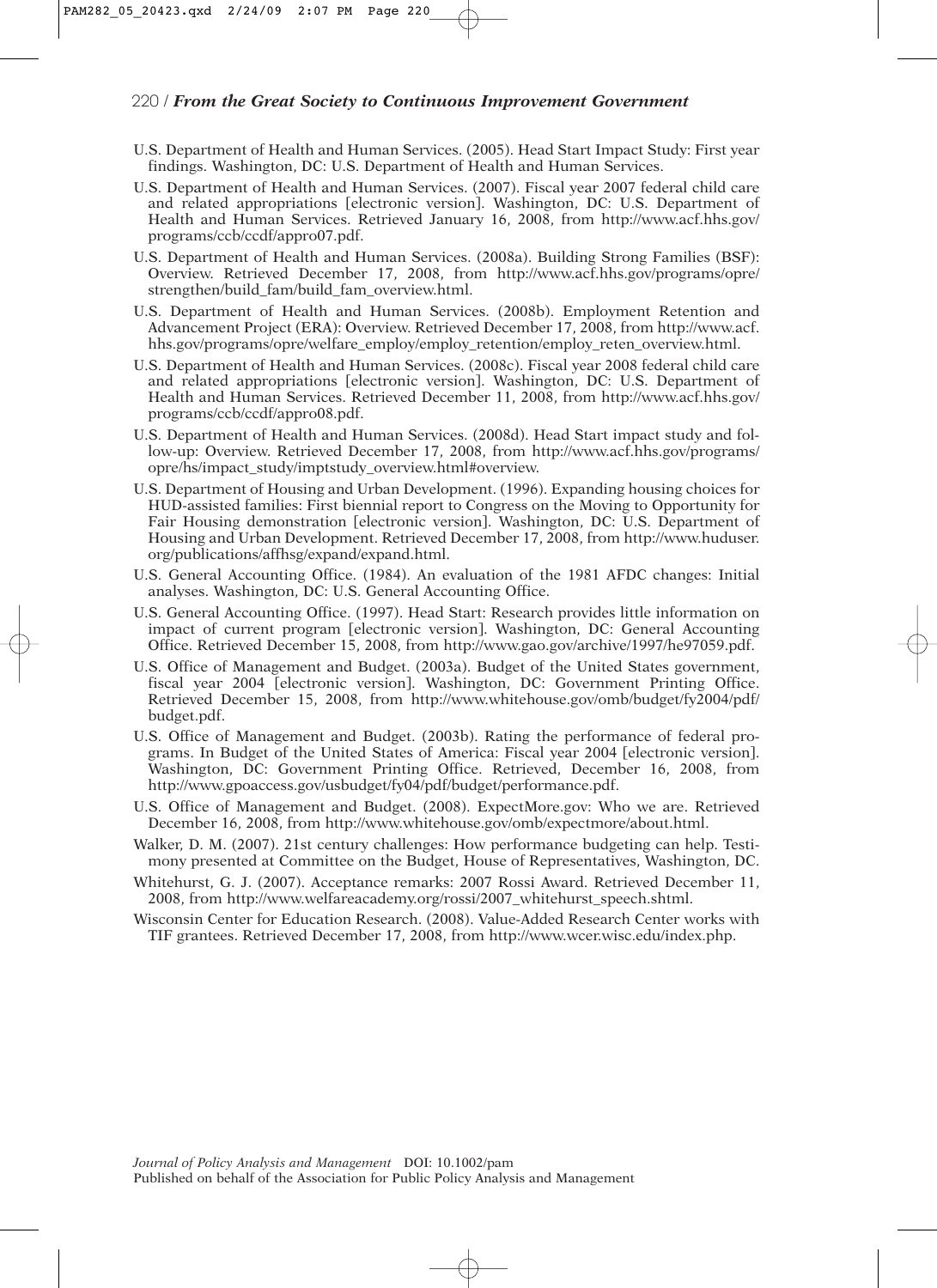U.S. Department of Health and Human Services. (2005). Head Start Impact Study: First year findings. Washington, DC: U.S. Department of Health and Human Services.

U.S. Department of Health and Human Services. (2007). Fiscal year 2007 federal child care and related appropriations [electronic version]. Washington, DC: U.S. Department of Health and Human Services. Retrieved January 16, 2008, from http://www.acf.hhs.gov/programs/ccb/ccdf/appro07.pdf.

U.S. Department of Health and Human Services. (2008a). Building Strong Families (BSF): Overview. Retrieved December 17, 2008, from http://www.acf.hhs.gov/programs/opre/strengthen/build_fam/build_fam_overview.html.

U.S. Department of Health and Human Services. (2008b). Employment Retention and Advancement Project (ERA): Overview. Retrieved December 17, 2008, from http://www.acf.hhs.gov/programs/opre/welfare_employ/employ_retention/employ_reten_overview.html.

U.S. Department of Health and Human Services. (2008c). Fiscal year 2008 federal child care and related appropriations [electronic version]. Washington, DC: U.S. Department of Health and Human Services. Retrieved December 11, 2008, from http://www.acf.hhs.gov/programs/ccb/ccdf/appro08.pdf.

U.S. Department of Health and Human Services. (2008d). Head Start impact study and follow-up: Overview. Retrieved December 17, 2008, from http://www.acf.hhs.gov/programs/opre/hs/impact_study/imptstudy_overview.html#overview.

U.S. Department of Housing and Urban Development. (1996). Expanding housing choices for HUD-assisted families: First biennial report to Congress on the Moving to Opportunity for Fair Housing demonstration [electronic version]. Washington, DC: U.S. Department of Housing and Urban Development. Retrieved December 17, 2008, from http://www.huduser.org/publications/affhsg/expand/expand.html.

U.S. General Accounting Office. (1984). An evaluation of the 1981 AFDC changes: Initial analyses. Washington, DC: U.S. General Accounting Office.

U.S. General Accounting Office. (1997). Head Start: Research provides little information on impact of current program [electronic version]. Washington, DC: General Accounting Office. Retrieved December 15, 2008, from http://www.gao.gov/archive/1997/he97059.pdf.

U.S. Office of Management and Budget. (2003a). Budget of the United States government, fiscal year 2004 [electronic version]. Washington, DC: Government Printing Office. Retrieved December 15, 2008, from http://www.whitehouse.gov/omb/budget/fy2004/pdf/budget.pdf.

U.S. Office of Management and Budget. (2003b). Rating the performance of federal programs. In Budget of the United States of America: Fiscal year 2004 [electronic version]. Washington, DC: Government Printing Office. Retrieved, December 16, 2008, from http://www.gpoaccess.gov/usbudget/fy04/pdf/budget/performance.pdf.

U.S. Office of Management and Budget. (2008). ExpectMore.gov: Who we are. Retrieved December 16, 2008, from http://www.whitehouse.gov/omb/expectmore/about.html.

Walker, D. M. (2007). 21st century challenges: How performance budgeting can help. Testimony presented at Committee on the Budget, House of Representatives, Washington, DC.

Whitehurst, G. J. (2007). Acceptance remarks: 2007 Rossi Award. Retrieved December 11, 2008, from http://www.welfareacademy.org/rossi/2007_whitehurst_speech.shtml.

Wisconsin Center for Education Research. (2008). Value-Added Research Center works with TIF grantees. Retrieved December 17, 2008, from http://www.wcer.wisc.edu/index.php.